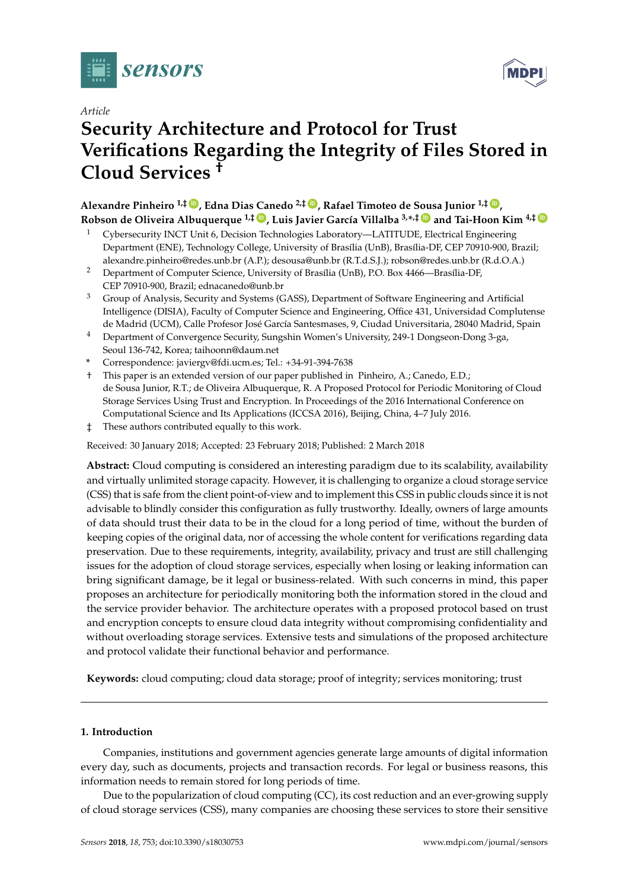*Article*

# Security Architecture and Protocol for Trust Verifications Regarding the Integrity of Files Stored in Cloud Services [†]

**Alexandre Pinheiro [1,‡], Edna Dias Canedo [2,‡], Rafael Timoteo de Sousa Junior [1,‡], Robson de Oliveira Albuquerque [1,‡], Luis Javier García Villalba [3,*,‡] and Tai-Hoon Kim [4,‡]**

1. Cybersecurity INCT Unit 6, Decision Technologies Laboratory—LATITUDE, Electrical Engineering Department (ENE), Technology College, University of Brasília (UnB), Brasília-DF, CEP 70910-900, Brazil; alexandre.pinheiro@redes.unb.br (A.P.); desousa@unb.br (R.T.d.S.J.); robson@redes.unb.br (R.d.O.A.)
2. Department of Computer Science, University of Brasília (UnB), P.O. Box 4466—Brasília-DF, CEP 70910-900, Brazil; ednacanedo@unb.br
3. Group of Analysis, Security and Systems (GASS), Department of Software Engineering and Artificial Intelligence (DISIA), Faculty of Computer Science and Engineering, Office 431, Universidad Complutense de Madrid (UCM), Calle Profesor José García Santesmases, 9, Ciudad Universitaria, 28040 Madrid, Spain
4. Department of Convergence Security, Sungshin Women's University, 249-1 Dongseon-Dong 3-ga, Seoul 136-742, Korea; taihoonn@daum.net

\* Correspondence: javiergv@fdi.ucm.es; Tel.: +34-91-394-7638

† This paper is an extended version of our paper published in Pinheiro, A.; Canedo, E.D.; de Sousa Junior, R.T.; de Oliveira Albuquerque, R. A Proposed Protocol for Periodic Monitoring of Cloud Storage Services Using Trust and Encryption. In Proceedings of the 2016 International Conference on Computational Science and Its Applications (ICCSA 2016), Beijing, China, 4–7 July 2016.

‡ These authors contributed equally to this work.

Received: 30 January 2018; Accepted: 23 February 2018; Published: 2 March 2018

**Abstract:** Cloud computing is considered an interesting paradigm due to its scalability, availability and virtually unlimited storage capacity. However, it is challenging to organize a cloud storage service (CSS) that is safe from the client point-of-view and to implement this CSS in public clouds since it is not advisable to blindly consider this configuration as fully trustworthy. Ideally, owners of large amounts of data should trust their data to be in the cloud for a long period of time, without the burden of keeping copies of the original data, nor of accessing the whole content for verifications regarding data preservation. Due to these requirements, integrity, availability, privacy and trust are still challenging issues for the adoption of cloud storage services, especially when losing or leaking information can bring significant damage, be it legal or business-related. With such concerns in mind, this paper proposes an architecture for periodically monitoring both the information stored in the cloud and the service provider behavior. The architecture operates with a proposed protocol based on trust and encryption concepts to ensure cloud data integrity without compromising confidentiality and without overloading storage services. Extensive tests and simulations of the proposed architecture and protocol validate their functional behavior and performance.

**Keywords:** cloud computing; cloud data storage; proof of integrity; services monitoring; trust

## 1. Introduction

Companies, institutions and government agencies generate large amounts of digital information every day, such as documents, projects and transaction records. For legal or business reasons, this information needs to remain stored for long periods of time.

Due to the popularization of cloud computing (CC), its cost reduction and an ever-growing supply of cloud storage services (CSS), many companies are choosing these services to store their sensitive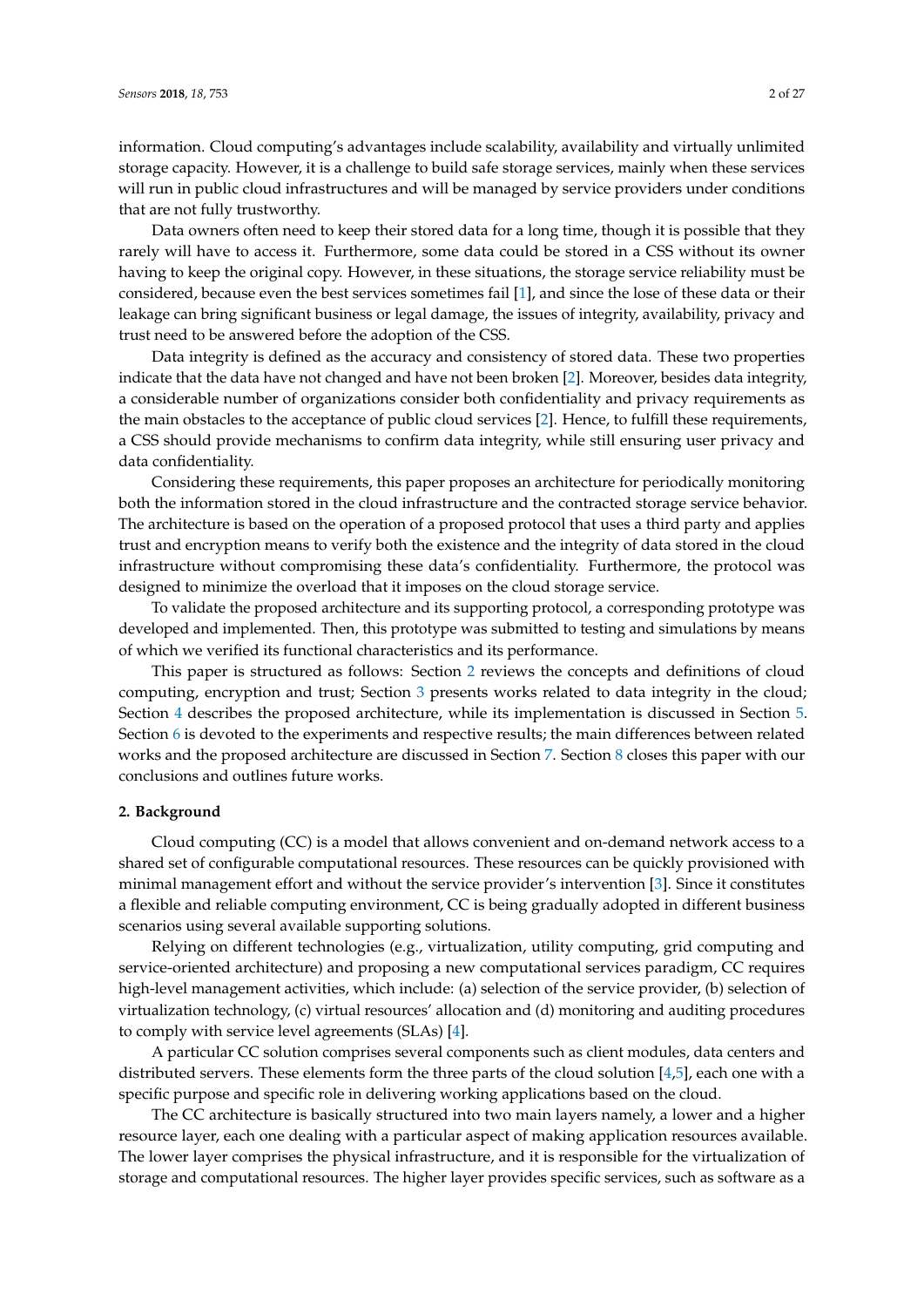information. Cloud computing's advantages include scalability, availability and virtually unlimited storage capacity. However, it is a challenge to build safe storage services, mainly when these services will run in public cloud infrastructures and will be managed by service providers under conditions that are not fully trustworthy.

Data owners often need to keep their stored data for a long time, though it is possible that they rarely will have to access it. Furthermore, some data could be stored in a CSS without its owner having to keep the original copy. However, in these situations, the storage service reliability must be considered, because even the best services sometimes fail [1], and since the lose of these data or their leakage can bring significant business or legal damage, the issues of integrity, availability, privacy and trust need to be answered before the adoption of the CSS.

Data integrity is defined as the accuracy and consistency of stored data. These two properties indicate that the data have not changed and have not been broken [2]. Moreover, besides data integrity, a considerable number of organizations consider both confidentiality and privacy requirements as the main obstacles to the acceptance of public cloud services [2]. Hence, to fulfill these requirements, a CSS should provide mechanisms to confirm data integrity, while still ensuring user privacy and data confidentiality.

Considering these requirements, this paper proposes an architecture for periodically monitoring both the information stored in the cloud infrastructure and the contracted storage service behavior. The architecture is based on the operation of a proposed protocol that uses a third party and applies trust and encryption means to verify both the existence and the integrity of data stored in the cloud infrastructure without compromising these data's confidentiality. Furthermore, the protocol was designed to minimize the overload that it imposes on the cloud storage service.

To validate the proposed architecture and its supporting protocol, a corresponding prototype was developed and implemented. Then, this prototype was submitted to testing and simulations by means of which we verified its functional characteristics and its performance.

This paper is structured as follows: Section 2 reviews the concepts and definitions of cloud computing, encryption and trust; Section 3 presents works related to data integrity in the cloud; Section 4 describes the proposed architecture, while its implementation is discussed in Section 5. Section 6 is devoted to the experiments and respective results; the main differences between related works and the proposed architecture are discussed in Section 7. Section 8 closes this paper with our conclusions and outlines future works.

## 2. Background

Cloud computing (CC) is a model that allows convenient and on-demand network access to a shared set of configurable computational resources. These resources can be quickly provisioned with minimal management effort and without the service provider's intervention [3]. Since it constitutes a flexible and reliable computing environment, CC is being gradually adopted in different business scenarios using several available supporting solutions.

Relying on different technologies (e.g., virtualization, utility computing, grid computing and service-oriented architecture) and proposing a new computational services paradigm, CC requires high-level management activities, which include: (a) selection of the service provider, (b) selection of virtualization technology, (c) virtual resources' allocation and (d) monitoring and auditing procedures to comply with service level agreements (SLAs) [4].

A particular CC solution comprises several components such as client modules, data centers and distributed servers. These elements form the three parts of the cloud solution [4,5], each one with a specific purpose and specific role in delivering working applications based on the cloud.

The CC architecture is basically structured into two main layers namely, a lower and a higher resource layer, each one dealing with a particular aspect of making application resources available. The lower layer comprises the physical infrastructure, and it is responsible for the virtualization of storage and computational resources. The higher layer provides specific services, such as software as a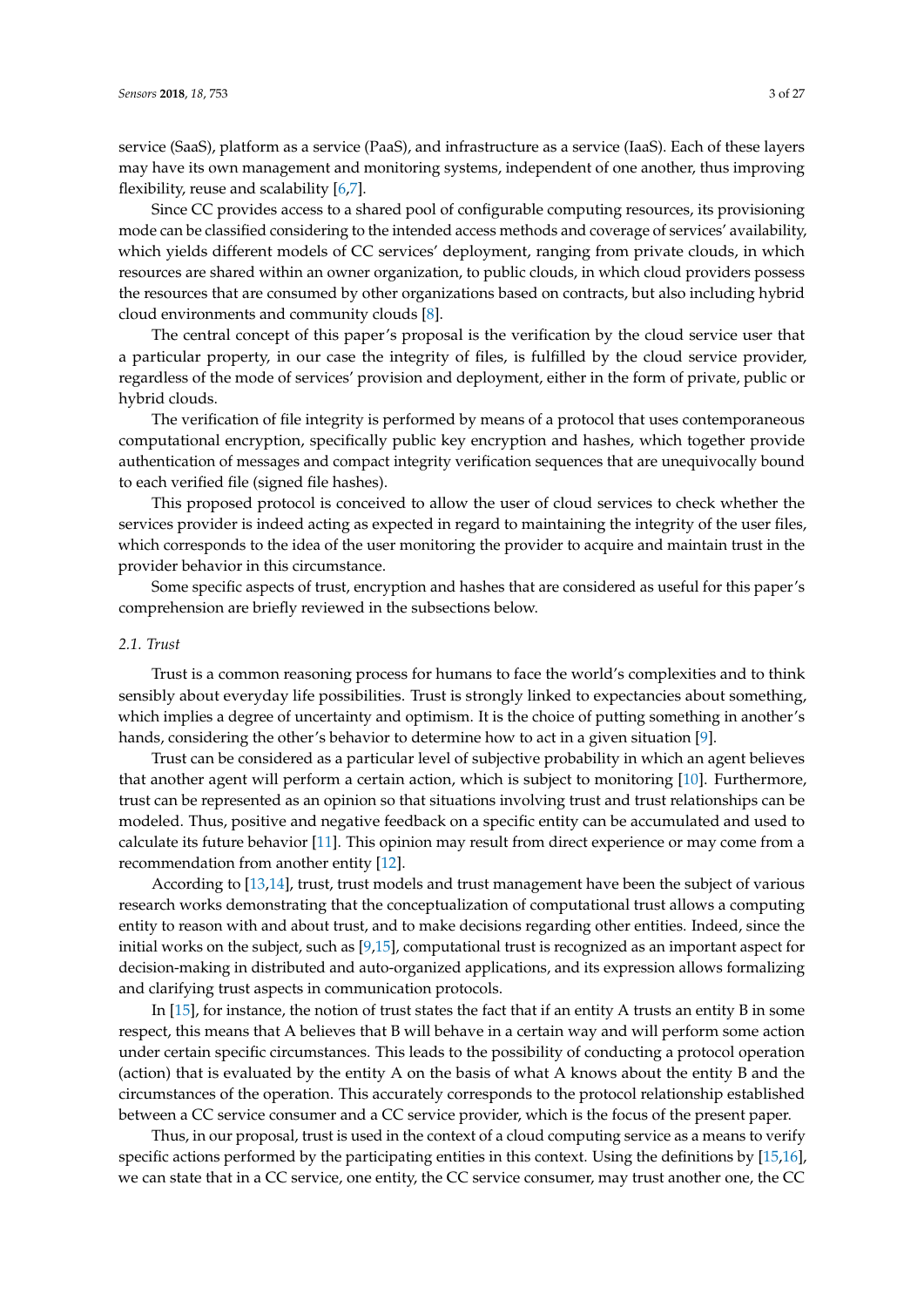service (SaaS), platform as a service (PaaS), and infrastructure as a service (IaaS). Each of these layers may have its own management and monitoring systems, independent of one another, thus improving flexibility, reuse and scalability [6,7].

Since CC provides access to a shared pool of configurable computing resources, its provisioning mode can be classified considering to the intended access methods and coverage of services' availability, which yields different models of CC services' deployment, ranging from private clouds, in which resources are shared within an owner organization, to public clouds, in which cloud providers possess the resources that are consumed by other organizations based on contracts, but also including hybrid cloud environments and community clouds [8].

The central concept of this paper's proposal is the verification by the cloud service user that a particular property, in our case the integrity of files, is fulfilled by the cloud service provider, regardless of the mode of services' provision and deployment, either in the form of private, public or hybrid clouds.

The verification of file integrity is performed by means of a protocol that uses contemporaneous computational encryption, specifically public key encryption and hashes, which together provide authentication of messages and compact integrity verification sequences that are unequivocally bound to each verified file (signed file hashes).

This proposed protocol is conceived to allow the user of cloud services to check whether the services provider is indeed acting as expected in regard to maintaining the integrity of the user files, which corresponds to the idea of the user monitoring the provider to acquire and maintain trust in the provider behavior in this circumstance.

Some specific aspects of trust, encryption and hashes that are considered as useful for this paper's comprehension are briefly reviewed in the subsections below.

### *2.1. Trust*

Trust is a common reasoning process for humans to face the world's complexities and to think sensibly about everyday life possibilities. Trust is strongly linked to expectancies about something, which implies a degree of uncertainty and optimism. It is the choice of putting something in another's hands, considering the other's behavior to determine how to act in a given situation [9].

Trust can be considered as a particular level of subjective probability in which an agent believes that another agent will perform a certain action, which is subject to monitoring [10]. Furthermore, trust can be represented as an opinion so that situations involving trust and trust relationships can be modeled. Thus, positive and negative feedback on a specific entity can be accumulated and used to calculate its future behavior [11]. This opinion may result from direct experience or may come from a recommendation from another entity [12].

According to [13,14], trust, trust models and trust management have been the subject of various research works demonstrating that the conceptualization of computational trust allows a computing entity to reason with and about trust, and to make decisions regarding other entities. Indeed, since the initial works on the subject, such as [9,15], computational trust is recognized as an important aspect for decision-making in distributed and auto-organized applications, and its expression allows formalizing and clarifying trust aspects in communication protocols.

In [15], for instance, the notion of trust states the fact that if an entity A trusts an entity B in some respect, this means that A believes that B will behave in a certain way and will perform some action under certain specific circumstances. This leads to the possibility of conducting a protocol operation (action) that is evaluated by the entity A on the basis of what A knows about the entity B and the circumstances of the operation. This accurately corresponds to the protocol relationship established between a CC service consumer and a CC service provider, which is the focus of the present paper.

Thus, in our proposal, trust is used in the context of a cloud computing service as a means to verify specific actions performed by the participating entities in this context. Using the definitions by [15,16], we can state that in a CC service, one entity, the CC service consumer, may trust another one, the CC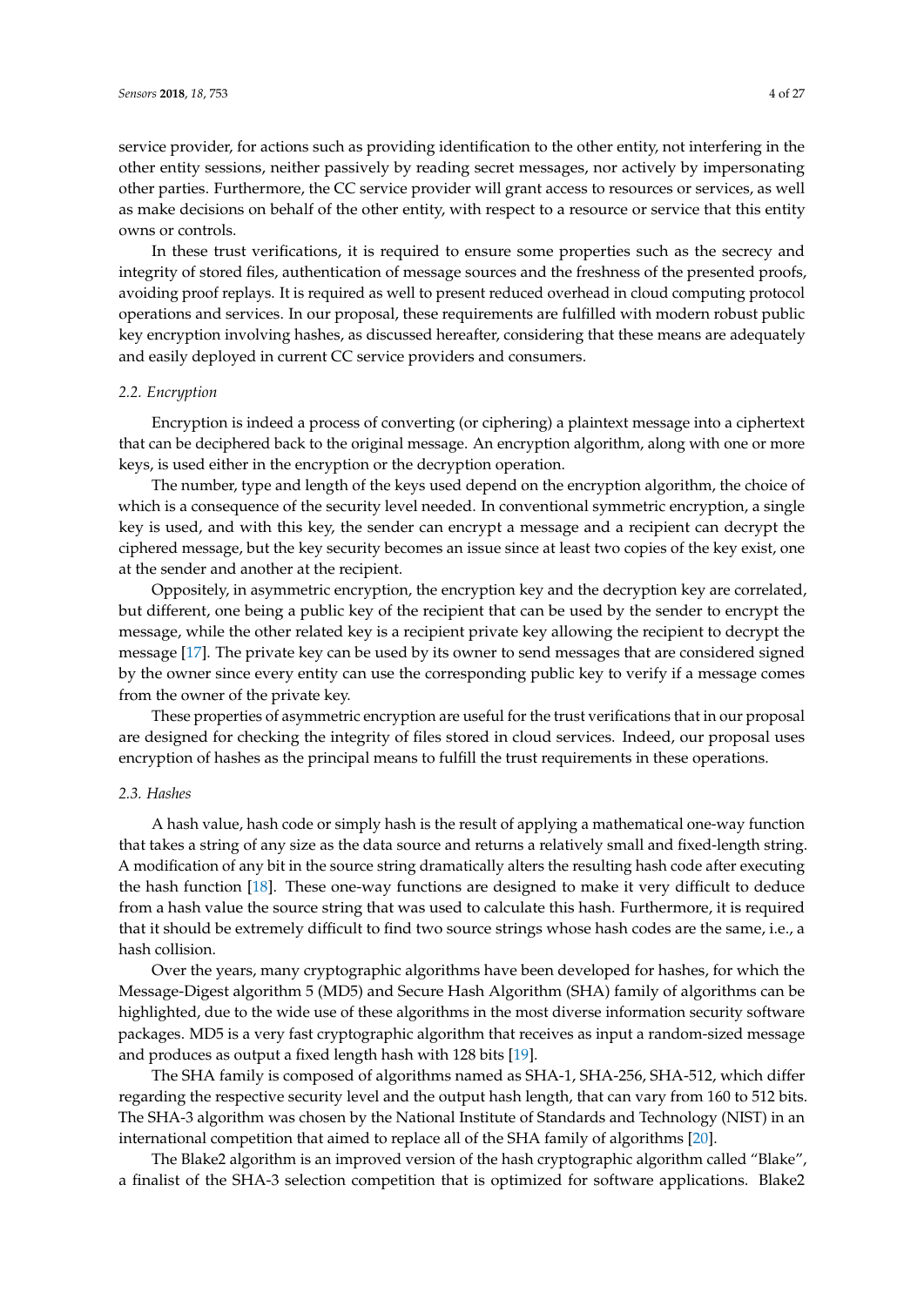service provider, for actions such as providing identification to the other entity, not interfering in the other entity sessions, neither passively by reading secret messages, nor actively by impersonating other parties. Furthermore, the CC service provider will grant access to resources or services, as well as make decisions on behalf of the other entity, with respect to a resource or service that this entity owns or controls.

In these trust verifications, it is required to ensure some properties such as the secrecy and integrity of stored files, authentication of message sources and the freshness of the presented proofs, avoiding proof replays. It is required as well to present reduced overhead in cloud computing protocol operations and services. In our proposal, these requirements are fulfilled with modern robust public key encryption involving hashes, as discussed hereafter, considering that these means are adequately and easily deployed in current CC service providers and consumers.

### 2.2. Encryption

Encryption is indeed a process of converting (or ciphering) a plaintext message into a ciphertext that can be deciphered back to the original message. An encryption algorithm, along with one or more keys, is used either in the encryption or the decryption operation.

The number, type and length of the keys used depend on the encryption algorithm, the choice of which is a consequence of the security level needed. In conventional symmetric encryption, a single key is used, and with this key, the sender can encrypt a message and a recipient can decrypt the ciphered message, but the key security becomes an issue since at least two copies of the key exist, one at the sender and another at the recipient.

Oppositely, in asymmetric encryption, the encryption key and the decryption key are correlated, but different, one being a public key of the recipient that can be used by the sender to encrypt the message, while the other related key is a recipient private key allowing the recipient to decrypt the message [17]. The private key can be used by its owner to send messages that are considered signed by the owner since every entity can use the corresponding public key to verify if a message comes from the owner of the private key.

These properties of asymmetric encryption are useful for the trust verifications that in our proposal are designed for checking the integrity of files stored in cloud services. Indeed, our proposal uses encryption of hashes as the principal means to fulfill the trust requirements in these operations.

### 2.3. Hashes

A hash value, hash code or simply hash is the result of applying a mathematical one-way function that takes a string of any size as the data source and returns a relatively small and fixed-length string. A modification of any bit in the source string dramatically alters the resulting hash code after executing the hash function [18]. These one-way functions are designed to make it very difficult to deduce from a hash value the source string that was used to calculate this hash. Furthermore, it is required that it should be extremely difficult to find two source strings whose hash codes are the same, i.e., a hash collision.

Over the years, many cryptographic algorithms have been developed for hashes, for which the Message-Digest algorithm 5 (MD5) and Secure Hash Algorithm (SHA) family of algorithms can be highlighted, due to the wide use of these algorithms in the most diverse information security software packages. MD5 is a very fast cryptographic algorithm that receives as input a random-sized message and produces as output a fixed length hash with 128 bits [19].

The SHA family is composed of algorithms named as SHA-1, SHA-256, SHA-512, which differ regarding the respective security level and the output hash length, that can vary from 160 to 512 bits. The SHA-3 algorithm was chosen by the National Institute of Standards and Technology (NIST) in an international competition that aimed to replace all of the SHA family of algorithms [20].

The Blake2 algorithm is an improved version of the hash cryptographic algorithm called "Blake", a finalist of the SHA-3 selection competition that is optimized for software applications. Blake2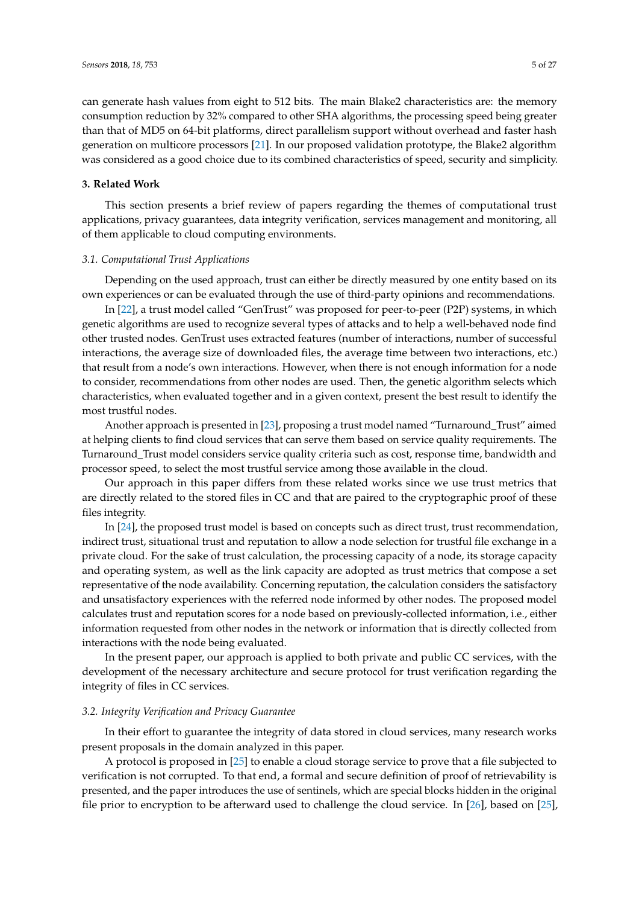can generate hash values from eight to 512 bits. The main Blake2 characteristics are: the memory consumption reduction by 32% compared to other SHA algorithms, the processing speed being greater than that of MD5 on 64-bit platforms, direct parallelism support without overhead and faster hash generation on multicore processors [21]. In our proposed validation prototype, the Blake2 algorithm was considered as a good choice due to its combined characteristics of speed, security and simplicity.

## 3. Related Work

This section presents a brief review of papers regarding the themes of computational trust applications, privacy guarantees, data integrity verification, services management and monitoring, all of them applicable to cloud computing environments.

### 3.1. Computational Trust Applications

Depending on the used approach, trust can either be directly measured by one entity based on its own experiences or can be evaluated through the use of third-party opinions and recommendations.

In [22], a trust model called "GenTrust" was proposed for peer-to-peer (P2P) systems, in which genetic algorithms are used to recognize several types of attacks and to help a well-behaved node find other trusted nodes. GenTrust uses extracted features (number of interactions, number of successful interactions, the average size of downloaded files, the average time between two interactions, etc.) that result from a node's own interactions. However, when there is not enough information for a node to consider, recommendations from other nodes are used. Then, the genetic algorithm selects which characteristics, when evaluated together and in a given context, present the best result to identify the most trustful nodes.

Another approach is presented in [23], proposing a trust model named "Turnaround_Trust" aimed at helping clients to find cloud services that can serve them based on service quality requirements. The Turnaround_Trust model considers service quality criteria such as cost, response time, bandwidth and processor speed, to select the most trustful service among those available in the cloud.

Our approach in this paper differs from these related works since we use trust metrics that are directly related to the stored files in CC and that are paired to the cryptographic proof of these files integrity.

In [24], the proposed trust model is based on concepts such as direct trust, trust recommendation, indirect trust, situational trust and reputation to allow a node selection for trustful file exchange in a private cloud. For the sake of trust calculation, the processing capacity of a node, its storage capacity and operating system, as well as the link capacity are adopted as trust metrics that compose a set representative of the node availability. Concerning reputation, the calculation considers the satisfactory and unsatisfactory experiences with the referred node informed by other nodes. The proposed model calculates trust and reputation scores for a node based on previously-collected information, i.e., either information requested from other nodes in the network or information that is directly collected from interactions with the node being evaluated.

In the present paper, our approach is applied to both private and public CC services, with the development of the necessary architecture and secure protocol for trust verification regarding the integrity of files in CC services.

### 3.2. Integrity Verification and Privacy Guarantee

In their effort to guarantee the integrity of data stored in cloud services, many research works present proposals in the domain analyzed in this paper.

A protocol is proposed in [25] to enable a cloud storage service to prove that a file subjected to verification is not corrupted. To that end, a formal and secure definition of proof of retrievability is presented, and the paper introduces the use of sentinels, which are special blocks hidden in the original file prior to encryption to be afterward used to challenge the cloud service. In [26], based on [25],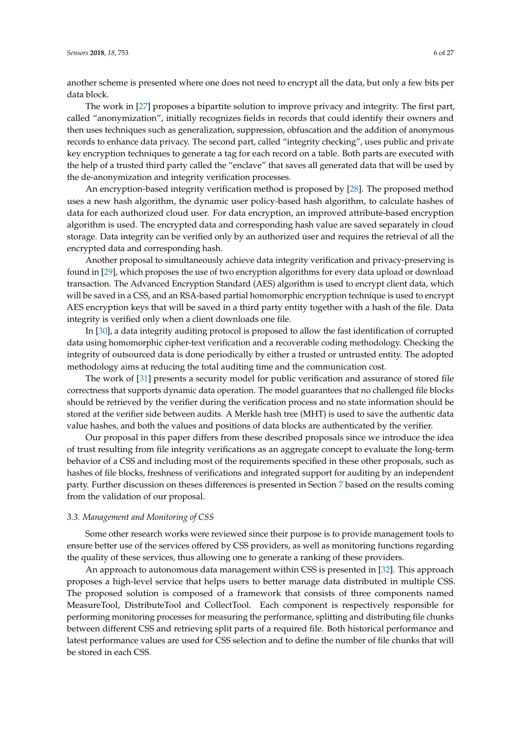another scheme is presented where one does not need to encrypt all the data, but only a few bits per data block.

The work in [27] proposes a bipartite solution to improve privacy and integrity. The first part, called "anonymization", initially recognizes fields in records that could identify their owners and then uses techniques such as generalization, suppression, obfuscation and the addition of anonymous records to enhance data privacy. The second part, called "integrity checking", uses public and private key encryption techniques to generate a tag for each record on a table. Both parts are executed with the help of a trusted third party called the "enclave" that saves all generated data that will be used by the de-anonymization and integrity verification processes.

An encryption-based integrity verification method is proposed by [28]. The proposed method uses a new hash algorithm, the dynamic user policy-based hash algorithm, to calculate hashes of data for each authorized cloud user. For data encryption, an improved attribute-based encryption algorithm is used. The encrypted data and corresponding hash value are saved separately in cloud storage. Data integrity can be verified only by an authorized user and requires the retrieval of all the encrypted data and corresponding hash.

Another proposal to simultaneously achieve data integrity verification and privacy-preserving is found in [29], which proposes the use of two encryption algorithms for every data upload or download transaction. The Advanced Encryption Standard (AES) algorithm is used to encrypt client data, which will be saved in a CSS, and an RSA-based partial homomorphic encryption technique is used to encrypt AES encryption keys that will be saved in a third party entity together with a hash of the file. Data integrity is verified only when a client downloads one file.

In [30], a data integrity auditing protocol is proposed to allow the fast identification of corrupted data using homomorphic cipher-text verification and a recoverable coding methodology. Checking the integrity of outsourced data is done periodically by either a trusted or untrusted entity. The adopted methodology aims at reducing the total auditing time and the communication cost.

The work of [31] presents a security model for public verification and assurance of stored file correctness that supports dynamic data operation. The model guarantees that no challenged file blocks should be retrieved by the verifier during the verification process and no state information should be stored at the verifier side between audits. A Merkle hash tree (MHT) is used to save the authentic data value hashes, and both the values and positions of data blocks are authenticated by the verifier.

Our proposal in this paper differs from these described proposals since we introduce the idea of trust resulting from file integrity verifications as an aggregate concept to evaluate the long-term behavior of a CSS and including most of the requirements specified in these other proposals, such as hashes of file blocks, freshness of verifications and integrated support for auditing by an independent party. Further discussion on theses differences is presented in Section 7 based on the results coming from the validation of our proposal.

### 3.3. Management and Monitoring of CSS

Some other research works were reviewed since their purpose is to provide management tools to ensure better use of the services offered by CSS providers, as well as monitoring functions regarding the quality of these services, thus allowing one to generate a ranking of these providers.

An approach to autonomous data management within CSS is presented in [32]. This approach proposes a high-level service that helps users to better manage data distributed in multiple CSS. The proposed solution is composed of a framework that consists of three components named MeasureTool, DistributeTool and CollectTool. Each component is respectively responsible for performing monitoring processes for measuring the performance, splitting and distributing file chunks between different CSS and retrieving split parts of a required file. Both historical performance and latest performance values are used for CSS selection and to define the number of file chunks that will be stored in each CSS.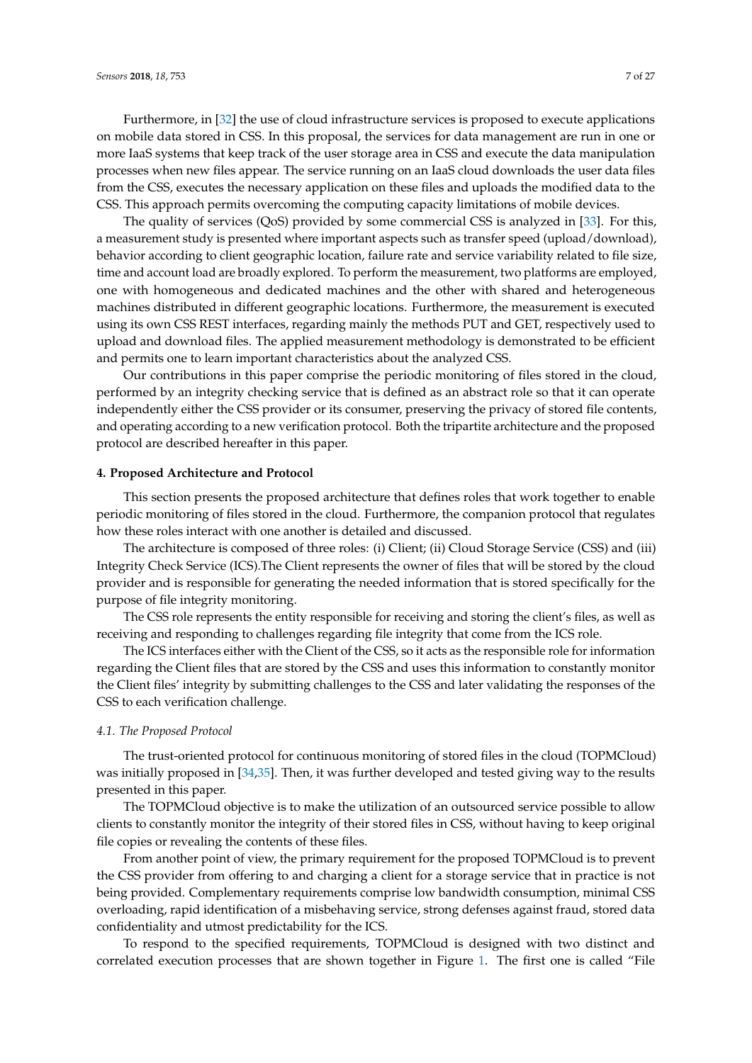Furthermore, in [32] the use of cloud infrastructure services is proposed to execute applications on mobile data stored in CSS. In this proposal, the services for data management are run in one or more IaaS systems that keep track of the user storage area in CSS and execute the data manipulation processes when new files appear. The service running on an IaaS cloud downloads the user data files from the CSS, executes the necessary application on these files and uploads the modified data to the CSS. This approach permits overcoming the computing capacity limitations of mobile devices.

The quality of services (QoS) provided by some commercial CSS is analyzed in [33]. For this, a measurement study is presented where important aspects such as transfer speed (upload/download), behavior according to client geographic location, failure rate and service variability related to file size, time and account load are broadly explored. To perform the measurement, two platforms are employed, one with homogeneous and dedicated machines and the other with shared and heterogeneous machines distributed in different geographic locations. Furthermore, the measurement is executed using its own CSS REST interfaces, regarding mainly the methods PUT and GET, respectively used to upload and download files. The applied measurement methodology is demonstrated to be efficient and permits one to learn important characteristics about the analyzed CSS.

Our contributions in this paper comprise the periodic monitoring of files stored in the cloud, performed by an integrity checking service that is defined as an abstract role so that it can operate independently either the CSS provider or its consumer, preserving the privacy of stored file contents, and operating according to a new verification protocol. Both the tripartite architecture and the proposed protocol are described hereafter in this paper.

## 4. Proposed Architecture and Protocol

This section presents the proposed architecture that defines roles that work together to enable periodic monitoring of files stored in the cloud. Furthermore, the companion protocol that regulates how these roles interact with one another is detailed and discussed.

The architecture is composed of three roles: (i) Client; (ii) Cloud Storage Service (CSS) and (iii) Integrity Check Service (ICS).The Client represents the owner of files that will be stored by the cloud provider and is responsible for generating the needed information that is stored specifically for the purpose of file integrity monitoring.

The CSS role represents the entity responsible for receiving and storing the client's files, as well as receiving and responding to challenges regarding file integrity that come from the ICS role.

The ICS interfaces either with the Client of the CSS, so it acts as the responsible role for information regarding the Client files that are stored by the CSS and uses this information to constantly monitor the Client files' integrity by submitting challenges to the CSS and later validating the responses of the CSS to each verification challenge.

### *4.1. The Proposed Protocol*

The trust-oriented protocol for continuous monitoring of stored files in the cloud (TOPMCloud) was initially proposed in [34,35]. Then, it was further developed and tested giving way to the results presented in this paper.

The TOPMCloud objective is to make the utilization of an outsourced service possible to allow clients to constantly monitor the integrity of their stored files in CSS, without having to keep original file copies or revealing the contents of these files.

From another point of view, the primary requirement for the proposed TOPMCloud is to prevent the CSS provider from offering to and charging a client for a storage service that in practice is not being provided. Complementary requirements comprise low bandwidth consumption, minimal CSS overloading, rapid identification of a misbehaving service, strong defenses against fraud, stored data confidentiality and utmost predictability for the ICS.

To respond to the specified requirements, TOPMCloud is designed with two distinct and correlated execution processes that are shown together in Figure 1. The first one is called "File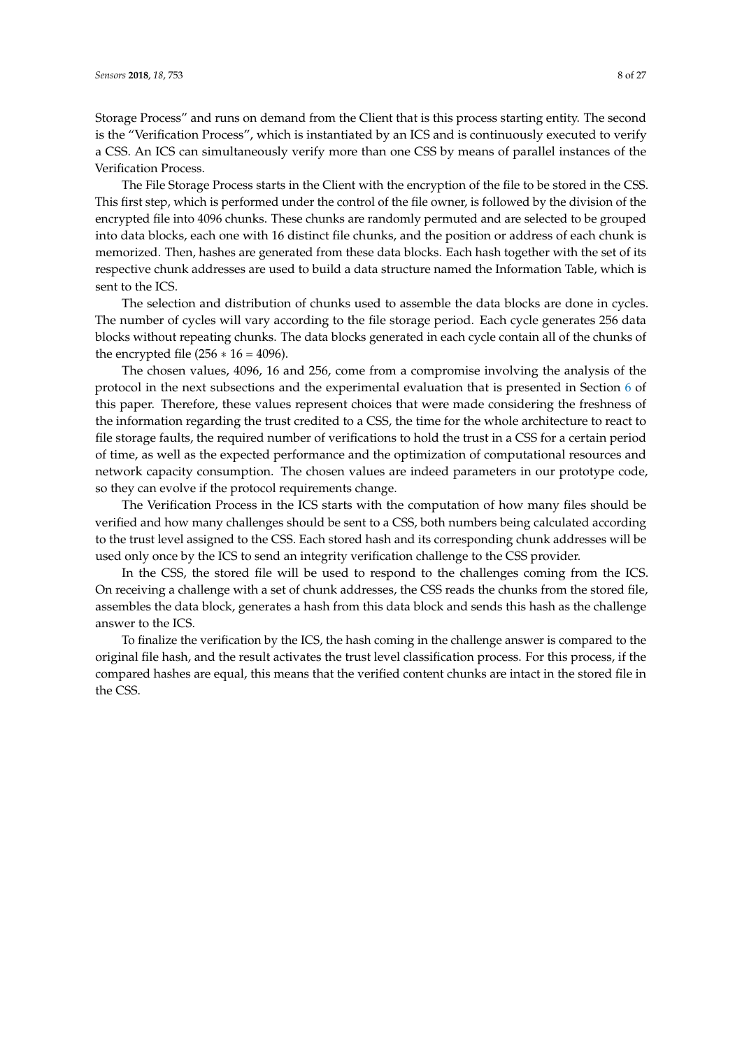Storage Process" and runs on demand from the Client that is this process starting entity. The second is the "Verification Process", which is instantiated by an ICS and is continuously executed to verify a CSS. An ICS can simultaneously verify more than one CSS by means of parallel instances of the Verification Process.

The File Storage Process starts in the Client with the encryption of the file to be stored in the CSS. This first step, which is performed under the control of the file owner, is followed by the division of the encrypted file into 4096 chunks. These chunks are randomly permuted and are selected to be grouped into data blocks, each one with 16 distinct file chunks, and the position or address of each chunk is memorized. Then, hashes are generated from these data blocks. Each hash together with the set of its respective chunk addresses are used to build a data structure named the Information Table, which is sent to the ICS.

The selection and distribution of chunks used to assemble the data blocks are done in cycles. The number of cycles will vary according to the file storage period. Each cycle generates 256 data blocks without repeating chunks. The data blocks generated in each cycle contain all of the chunks of the encrypted file ($256 * 16 = 4096$).

The chosen values, 4096, 16 and 256, come from a compromise involving the analysis of the protocol in the next subsections and the experimental evaluation that is presented in Section 6 of this paper. Therefore, these values represent choices that were made considering the freshness of the information regarding the trust credited to a CSS, the time for the whole architecture to react to file storage faults, the required number of verifications to hold the trust in a CSS for a certain period of time, as well as the expected performance and the optimization of computational resources and network capacity consumption. The chosen values are indeed parameters in our prototype code, so they can evolve if the protocol requirements change.

The Verification Process in the ICS starts with the computation of how many files should be verified and how many challenges should be sent to a CSS, both numbers being calculated according to the trust level assigned to the CSS. Each stored hash and its corresponding chunk addresses will be used only once by the ICS to send an integrity verification challenge to the CSS provider.

In the CSS, the stored file will be used to respond to the challenges coming from the ICS. On receiving a challenge with a set of chunk addresses, the CSS reads the chunks from the stored file, assembles the data block, generates a hash from this data block and sends this hash as the challenge answer to the ICS.

To finalize the verification by the ICS, the hash coming in the challenge answer is compared to the original file hash, and the result activates the trust level classification process. For this process, if the compared hashes are equal, this means that the verified content chunks are intact in the stored file in the CSS.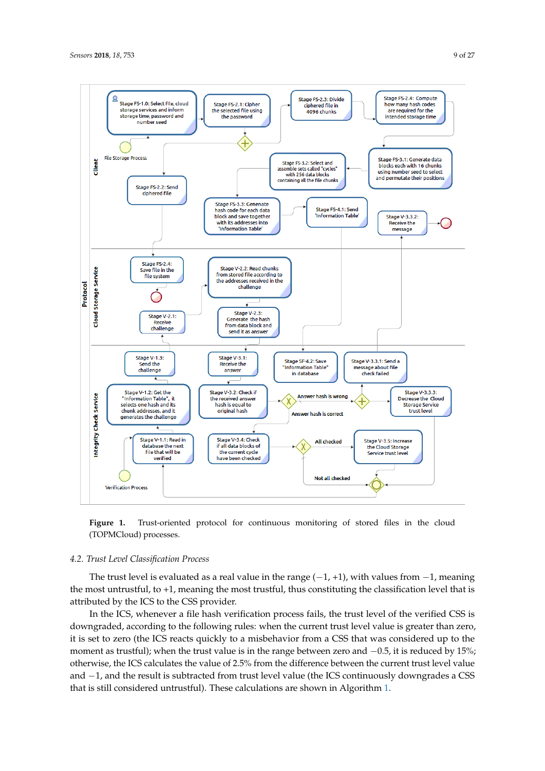**Figure 1.** Trust-oriented protocol for continuous monitoring of stored files in the cloud (TOPMCloud) processes.

### 4.2. Trust Level Classification Process

The trust level is evaluated as a real value in the range $(-1, +1)$, with values from $-1$, meaning the most untrustful, to $+1$, meaning the most trustful, thus constituting the classification level that is attributed by the ICS to the CSS provider.

In the ICS, whenever a file hash verification process fails, the trust level of the verified CSS is downgraded, according to the following rules: when the current trust level value is greater than zero, it is set to zero (the ICS reacts quickly to a misbehavior from a CSS that was considered up to the moment as trustful); when the trust value is in the range between zero and $-0.5$, it is reduced by 15%; otherwise, the ICS calculates the value of 2.5% from the difference between the current trust level value and $-1$, and the result is subtracted from trust level value (the ICS continuously downgrades a CSS that is still considered untrustful). These calculations are shown in Algorithm 1.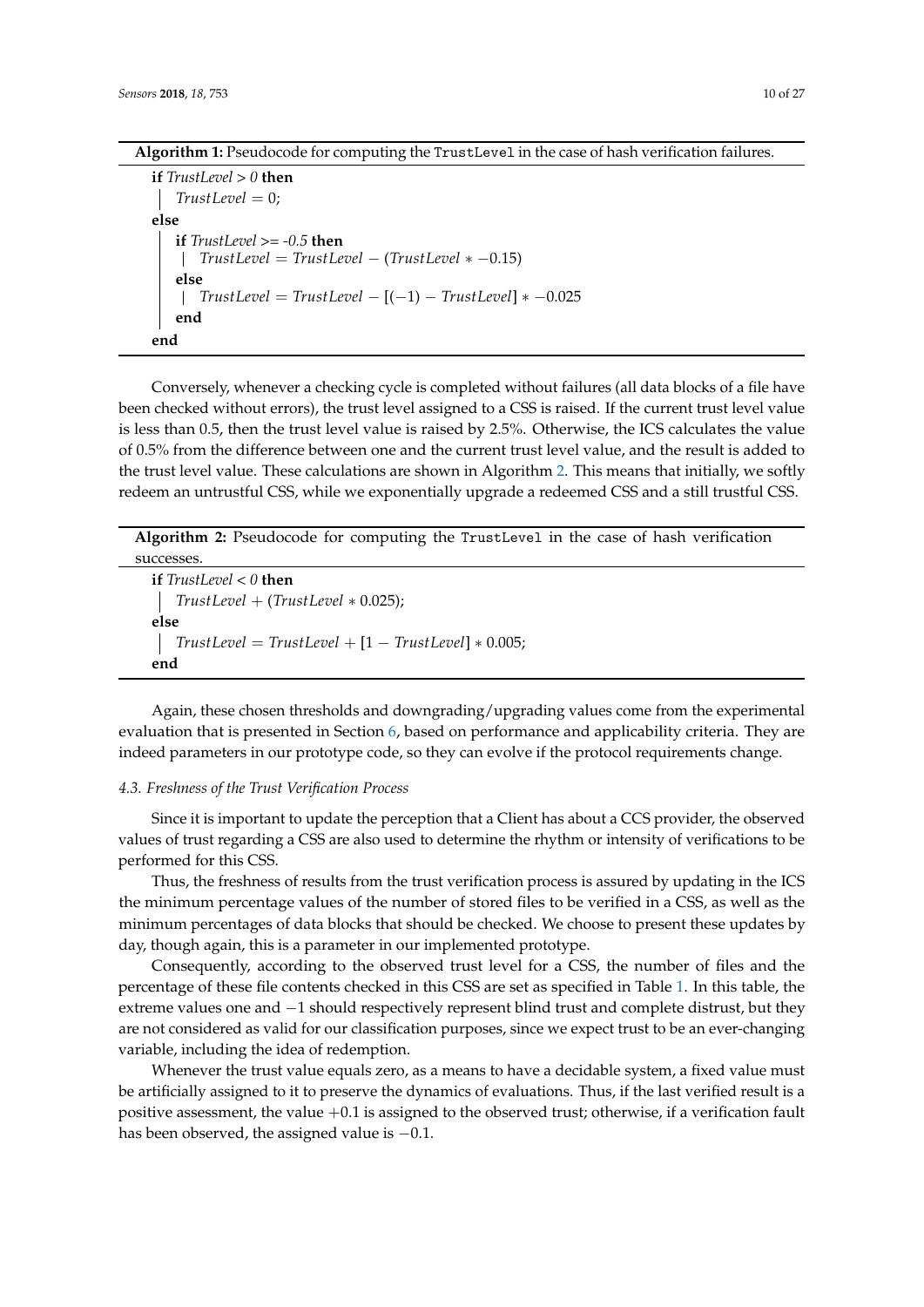**Algorithm 1:** Pseudocode for computing the `TrustLevel` in the case of hash verification failures.

```
if TrustLevel > 0 then
    TrustLevel = 0;
else
    if TrustLevel >= -0.5 then
        TrustLevel = TrustLevel − (TrustLevel ∗ −0.15)
    else
        TrustLevel = TrustLevel − [(−1) − TrustLevel] ∗ −0.025
    end
end
```

Conversely, whenever a checking cycle is completed without failures (all data blocks of a file have been checked without errors), the trust level assigned to a CSS is raised. If the current trust level value is less than 0.5, then the trust level value is raised by 2.5%. Otherwise, the ICS calculates the value of 0.5% from the difference between one and the current trust level value, and the result is added to the trust level value. These calculations are shown in Algorithm 2. This means that initially, we softly redeem an untrustful CSS, while we exponentially upgrade a redeemed CSS and a still trustful CSS.

**Algorithm 2:** Pseudocode for computing the `TrustLevel` in the case of hash verification successes.

```
if TrustLevel < 0 then
    TrustLevel + (TrustLevel ∗ 0.025);
else
    TrustLevel = TrustLevel + [1 − TrustLevel] ∗ 0.005;
end
```

Again, these chosen thresholds and downgrading/upgrading values come from the experimental evaluation that is presented in Section 6, based on performance and applicability criteria. They are indeed parameters in our prototype code, so they can evolve if the protocol requirements change.

### 4.3. Freshness of the Trust Verification Process

Since it is important to update the perception that a Client has about a CCS provider, the observed values of trust regarding a CSS are also used to determine the rhythm or intensity of verifications to be performed for this CSS.

Thus, the freshness of results from the trust verification process is assured by updating in the ICS the minimum percentage values of the number of stored files to be verified in a CSS, as well as the minimum percentages of data blocks that should be checked. We choose to present these updates by day, though again, this is a parameter in our implemented prototype.

Consequently, according to the observed trust level for a CSS, the number of files and the percentage of these file contents checked in this CSS are set as specified in Table 1. In this table, the extreme values one and $-1$ should respectively represent blind trust and complete distrust, but they are not considered as valid for our classification purposes, since we expect trust to be an ever-changing variable, including the idea of redemption.

Whenever the trust value equals zero, as a means to have a decidable system, a fixed value must be artificially assigned to it to preserve the dynamics of evaluations. Thus, if the last verified result is a positive assessment, the value $+0.1$ is assigned to the observed trust; otherwise, if a verification fault has been observed, the assigned value is $-0.1$.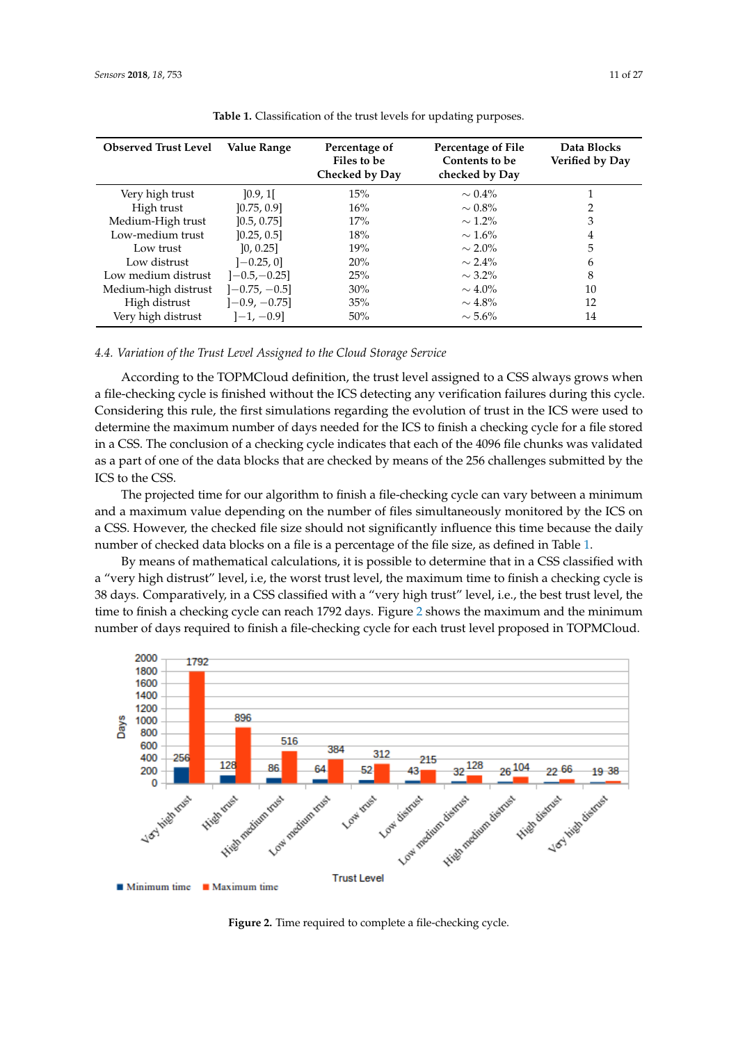**Table 1.** Classification of the trust levels for updating purposes.

| Observed Trust Level | Value Range | Percentage of Files to be Checked by Day | Percentage of File Contents to be checked by Day | Data Blocks Verified by Day |
|---|---|---|---|---|
| Very high trust | ]0.9, 1[ | 15% | ∼ 0.4% | 1 |
| High trust | ]0.75, 0.9] | 16% | ∼ 0.8% | 2 |
| Medium-High trust | ]0.5, 0.75] | 17% | ∼ 1.2% | 3 |
| Low-medium trust | ]0.25, 0.5] | 18% | ∼ 1.6% | 4 |
| Low trust | ]0, 0.25] | 19% | ∼ 2.0% | 5 |
| Low distrust | ]−0.25, 0] | 20% | ∼ 2.4% | 6 |
| Low medium distrust | ]−0.5,−0.25] | 25% | ∼ 3.2% | 8 |
| Medium-high distrust | ]−0.75, −0.5] | 30% | ∼ 4.0% | 10 |
| High distrust | ]−0.9, −0.75] | 35% | ∼ 4.8% | 12 |
| Very high distrust | ]−1, −0.9] | 50% | ∼ 5.6% | 14 |

### *4.4. Variation of the Trust Level Assigned to the Cloud Storage Service*

According to the TOPMCloud definition, the trust level assigned to a CSS always grows when a file-checking cycle is finished without the ICS detecting any verification failures during this cycle. Considering this rule, the first simulations regarding the evolution of trust in the ICS were used to determine the maximum number of days needed for the ICS to finish a checking cycle for a file stored in a CSS. The conclusion of a checking cycle indicates that each of the 4096 file chunks was validated as a part of one of the data blocks that are checked by means of the 256 challenges submitted by the ICS to the CSS.

The projected time for our algorithm to finish a file-checking cycle can vary between a minimum and a maximum value depending on the number of files simultaneously monitored by the ICS on a CSS. However, the checked file size should not significantly influence this time because the daily number of checked data blocks on a file is a percentage of the file size, as defined in Table 1.

By means of mathematical calculations, it is possible to determine that in a CSS classified with a "very high distrust" level, i.e, the worst trust level, the maximum time to finish a checking cycle is 38 days. Comparatively, in a CSS classified with a "very high trust" level, i.e., the best trust level, the time to finish a checking cycle can reach 1792 days. Figure 2 shows the maximum and the minimum number of days required to finish a file-checking cycle for each trust level proposed in TOPMCloud.

**Figure 2.** Time required to complete a file-checking cycle.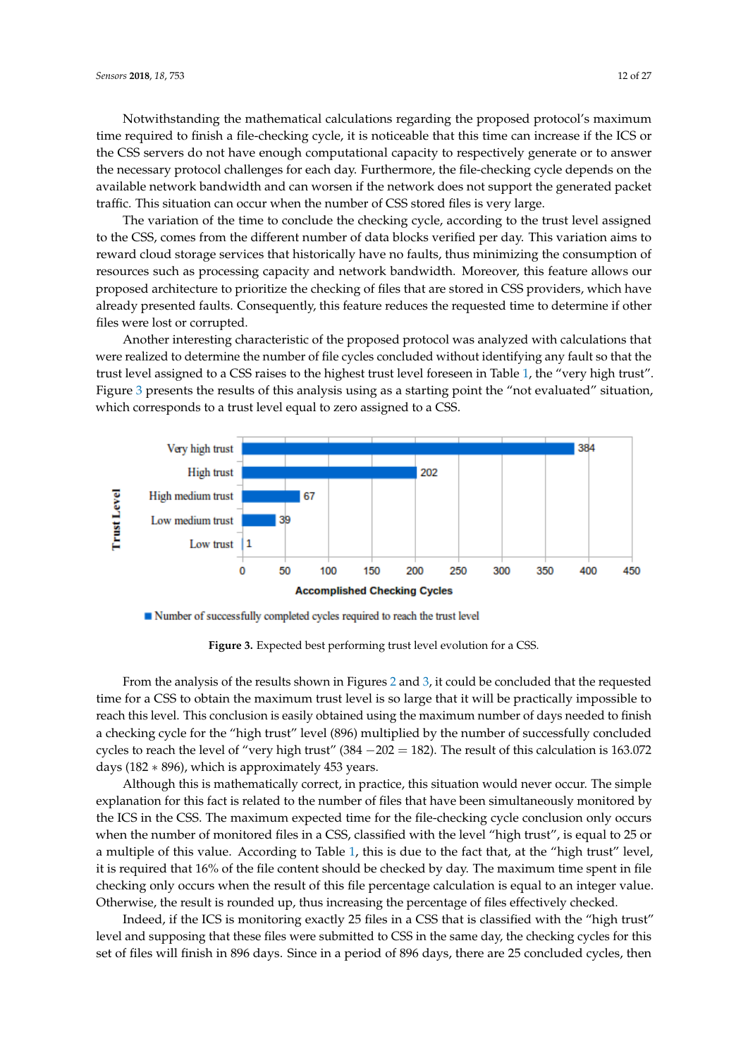Notwithstanding the mathematical calculations regarding the proposed protocol's maximum time required to finish a file-checking cycle, it is noticeable that this time can increase if the ICS or the CSS servers do not have enough computational capacity to respectively generate or to answer the necessary protocol challenges for each day. Furthermore, the file-checking cycle depends on the available network bandwidth and can worsen if the network does not support the generated packet traffic. This situation can occur when the number of CSS stored files is very large.

The variation of the time to conclude the checking cycle, according to the trust level assigned to the CSS, comes from the different number of data blocks verified per day. This variation aims to reward cloud storage services that historically have no faults, thus minimizing the consumption of resources such as processing capacity and network bandwidth. Moreover, this feature allows our proposed architecture to prioritize the checking of files that are stored in CSS providers, which have already presented faults. Consequently, this feature reduces the requested time to determine if other files were lost or corrupted.

Another interesting characteristic of the proposed protocol was analyzed with calculations that were realized to determine the number of file cycles concluded without identifying any fault so that the trust level assigned to a CSS raises to the highest trust level foreseen in Table 1, the "very high trust". Figure 3 presents the results of this analysis using as a starting point the "not evaluated" situation, which corresponds to a trust level equal to zero assigned to a CSS.

| Trust Level | Accomplished Checking Cycles |
|---|---|
| Very high trust | 384 |
| High trust | 202 |
| High medium trust | 67 |
| Low medium trust | 39 |
| Low trust | 1 |

■ Number of successfully completed cycles required to reach the trust level

**Figure 3.** Expected best performing trust level evolution for a CSS.

From the analysis of the results shown in Figures 2 and 3, it could be concluded that the requested time for a CSS to obtain the maximum trust level is so large that it will be practically impossible to reach this level. This conclusion is easily obtained using the maximum number of days needed to finish a checking cycle for the "high trust" level (896) multiplied by the number of successfully concluded cycles to reach the level of "very high trust" (384 − 202 = 182). The result of this calculation is 163.072 days (182 ∗ 896), which is approximately 453 years.

Although this is mathematically correct, in practice, this situation would never occur. The simple explanation for this fact is related to the number of files that have been simultaneously monitored by the ICS in the CSS. The maximum expected time for the file-checking cycle conclusion only occurs when the number of monitored files in a CSS, classified with the level "high trust", is equal to 25 or a multiple of this value. According to Table 1, this is due to the fact that, at the "high trust" level, it is required that 16% of the file content should be checked by day. The maximum time spent in file checking only occurs when the result of this file percentage calculation is equal to an integer value. Otherwise, the result is rounded up, thus increasing the percentage of files effectively checked.

Indeed, if the ICS is monitoring exactly 25 files in a CSS that is classified with the "high trust" level and supposing that these files were submitted to CSS in the same day, the checking cycles for this set of files will finish in 896 days. Since in a period of 896 days, there are 25 concluded cycles, then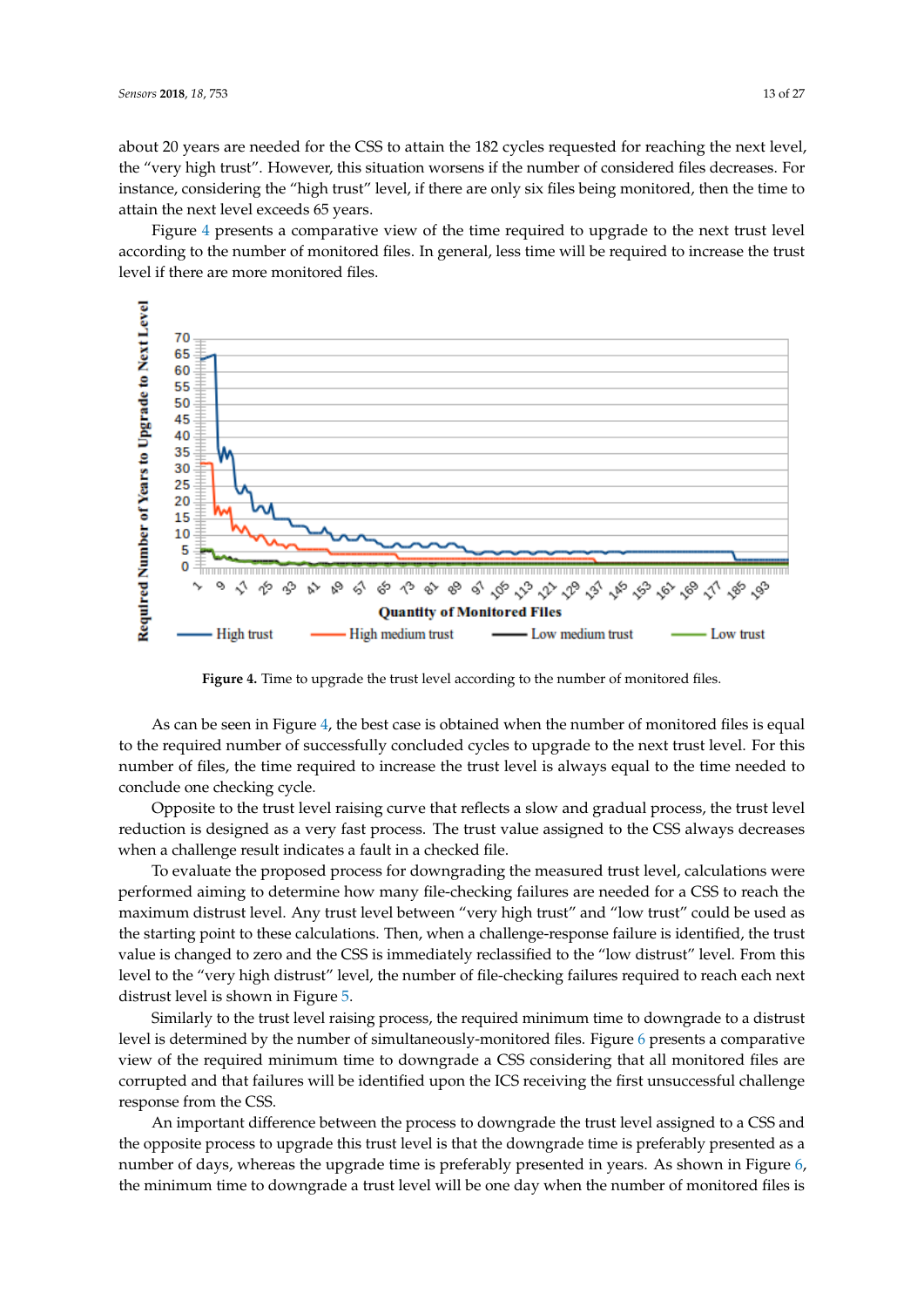about 20 years are needed for the CSS to attain the 182 cycles requested for reaching the next level, the "very high trust". However, this situation worsens if the number of considered files decreases. For instance, considering the "high trust" level, if there are only six files being monitored, then the time to attain the next level exceeds 65 years.

Figure 4 presents a comparative view of the time required to upgrade to the next trust level according to the number of monitored files. In general, less time will be required to increase the trust level if there are more monitored files.

**Figure 4.** Time to upgrade the trust level according to the number of monitored files.

As can be seen in Figure 4, the best case is obtained when the number of monitored files is equal to the required number of successfully concluded cycles to upgrade to the next trust level. For this number of files, the time required to increase the trust level is always equal to the time needed to conclude one checking cycle.

Opposite to the trust level raising curve that reflects a slow and gradual process, the trust level reduction is designed as a very fast process. The trust value assigned to the CSS always decreases when a challenge result indicates a fault in a checked file.

To evaluate the proposed process for downgrading the measured trust level, calculations were performed aiming to determine how many file-checking failures are needed for a CSS to reach the maximum distrust level. Any trust level between "very high trust" and "low trust" could be used as the starting point to these calculations. Then, when a challenge-response failure is identified, the trust value is changed to zero and the CSS is immediately reclassified to the "low distrust" level. From this level to the "very high distrust" level, the number of file-checking failures required to reach each next distrust level is shown in Figure 5.

Similarly to the trust level raising process, the required minimum time to downgrade to a distrust level is determined by the number of simultaneously-monitored files. Figure 6 presents a comparative view of the required minimum time to downgrade a CSS considering that all monitored files are corrupted and that failures will be identified upon the ICS receiving the first unsuccessful challenge response from the CSS.

An important difference between the process to downgrade the trust level assigned to a CSS and the opposite process to upgrade this trust level is that the downgrade time is preferably presented as a number of days, whereas the upgrade time is preferably presented in years. As shown in Figure 6, the minimum time to downgrade a trust level will be one day when the number of monitored files is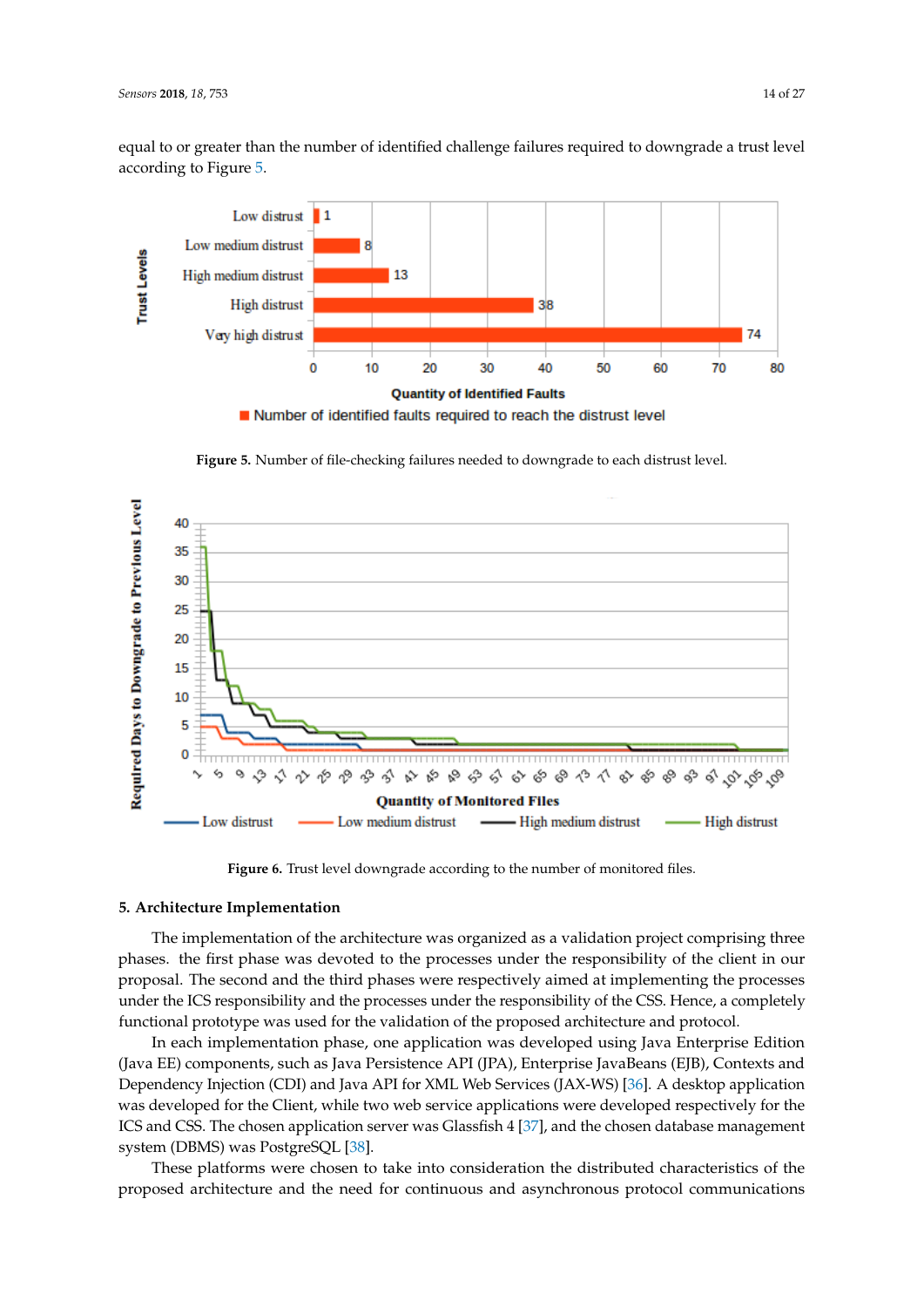equal to or greater than the number of identified challenge failures required to downgrade a trust level according to Figure 5.

**Figure 5.** Number of file-checking failures needed to downgrade to each distrust level.

**Figure 6.** Trust level downgrade according to the number of monitored files.

## 5. Architecture Implementation

The implementation of the architecture was organized as a validation project comprising three phases. the first phase was devoted to the processes under the responsibility of the client in our proposal. The second and the third phases were respectively aimed at implementing the processes under the ICS responsibility and the processes under the responsibility of the CSS. Hence, a completely functional prototype was used for the validation of the proposed architecture and protocol.

In each implementation phase, one application was developed using Java Enterprise Edition (Java EE) components, such as Java Persistence API (JPA), Enterprise JavaBeans (EJB), Contexts and Dependency Injection (CDI) and Java API for XML Web Services (JAX-WS) [36]. A desktop application was developed for the Client, while two web service applications were developed respectively for the ICS and CSS. The chosen application server was Glassfish 4 [37], and the chosen database management system (DBMS) was PostgreSQL [38].

These platforms were chosen to take into consideration the distributed characteristics of the proposed architecture and the need for continuous and asynchronous protocol communications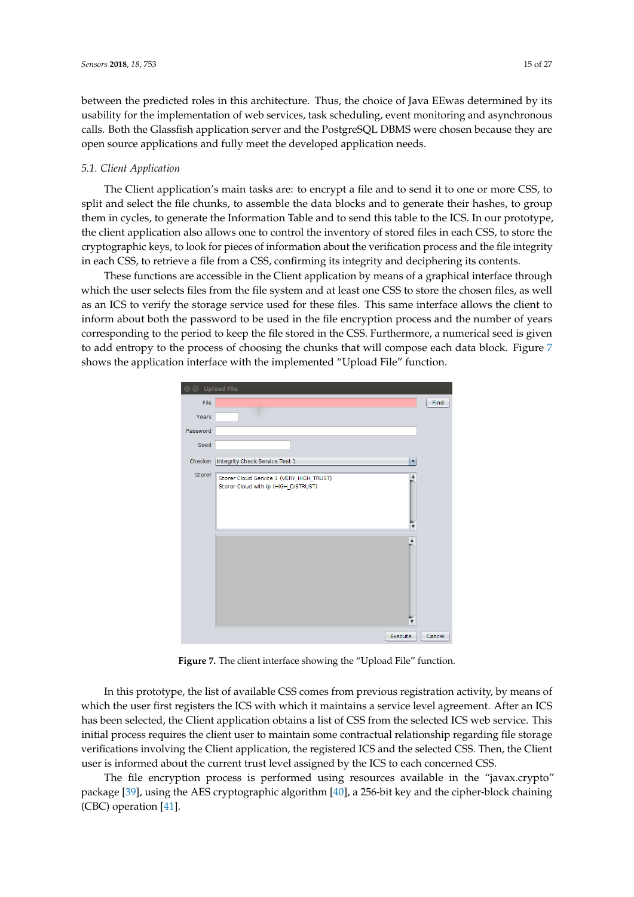between the predicted roles in this architecture. Thus, the choice of Java EEwas determined by its usability for the implementation of web services, task scheduling, event monitoring and asynchronous calls. Both the Glassfish application server and the PostgreSQL DBMS were chosen because they are open source applications and fully meet the developed application needs.

### 5.1. Client Application

The Client application's main tasks are: to encrypt a file and to send it to one or more CSS, to split and select the file chunks, to assemble the data blocks and to generate their hashes, to group them in cycles, to generate the Information Table and to send this table to the ICS. In our prototype, the client application also allows one to control the inventory of stored files in each CSS, to store the cryptographic keys, to look for pieces of information about the verification process and the file integrity in each CSS, to retrieve a file from a CSS, confirming its integrity and deciphering its contents.

These functions are accessible in the Client application by means of a graphical interface through which the user selects files from the file system and at least one CSS to store the chosen files, as well as an ICS to verify the storage service used for these files. This same interface allows the client to inform about both the password to be used in the file encryption process and the number of years corresponding to the period to keep the file stored in the CSS. Furthermore, a numerical seed is given to add entropy to the process of choosing the chunks that will compose each data block. Figure 7 shows the application interface with the implemented "Upload File" function.

**Figure 7.** The client interface showing the "Upload File" function.

In this prototype, the list of available CSS comes from previous registration activity, by means of which the user first registers the ICS with which it maintains a service level agreement. After an ICS has been selected, the Client application obtains a list of CSS from the selected ICS web service. This initial process requires the client user to maintain some contractual relationship regarding file storage verifications involving the Client application, the registered ICS and the selected CSS. Then, the Client user is informed about the current trust level assigned by the ICS to each concerned CSS.

The file encryption process is performed using resources available in the "javax.crypto" package [39], using the AES cryptographic algorithm [40], a 256-bit key and the cipher-block chaining (CBC) operation [41].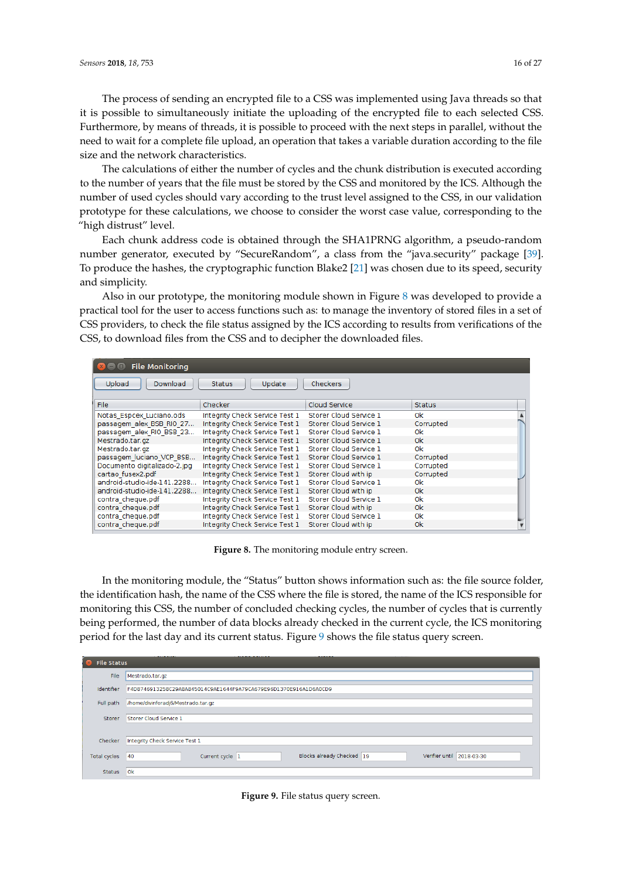The process of sending an encrypted file to a CSS was implemented using Java threads so that it is possible to simultaneously initiate the uploading of the encrypted file to each selected CSS. Furthermore, by means of threads, it is possible to proceed with the next steps in parallel, without the need to wait for a complete file upload, an operation that takes a variable duration according to the file size and the network characteristics.

The calculations of either the number of cycles and the chunk distribution is executed according to the number of years that the file must be stored by the CSS and monitored by the ICS. Although the number of used cycles should vary according to the trust level assigned to the CSS, in our validation prototype for these calculations, we choose to consider the worst case value, corresponding to the "high distrust" level.

Each chunk address code is obtained through the SHA1PRNG algorithm, a pseudo-random number generator, executed by "SecureRandom", a class from the "java.security" package [39]. To produce the hashes, the cryptographic function Blake2 [21] was chosen due to its speed, security and simplicity.

Also in our prototype, the monitoring module shown in Figure 8 was developed to provide a practical tool for the user to access functions such as: to manage the inventory of stored files in a set of CSS providers, to check the file status assigned by the ICS according to results from verifications of the CSS, to download files from the CSS and to decipher the downloaded files.

**Figure 8.** The monitoring module entry screen.

In the monitoring module, the "Status" button shows information such as: the file source folder, the identification hash, the name of the CSS where the file is stored, the name of the ICS responsible for monitoring this CSS, the number of concluded checking cycles, the number of cycles that is currently being performed, the number of data blocks already checked in the current cycle, the ICS monitoring period for the last day and its current status. Figure 9 shows the file status query screen.

**Figure 9.** File status query screen.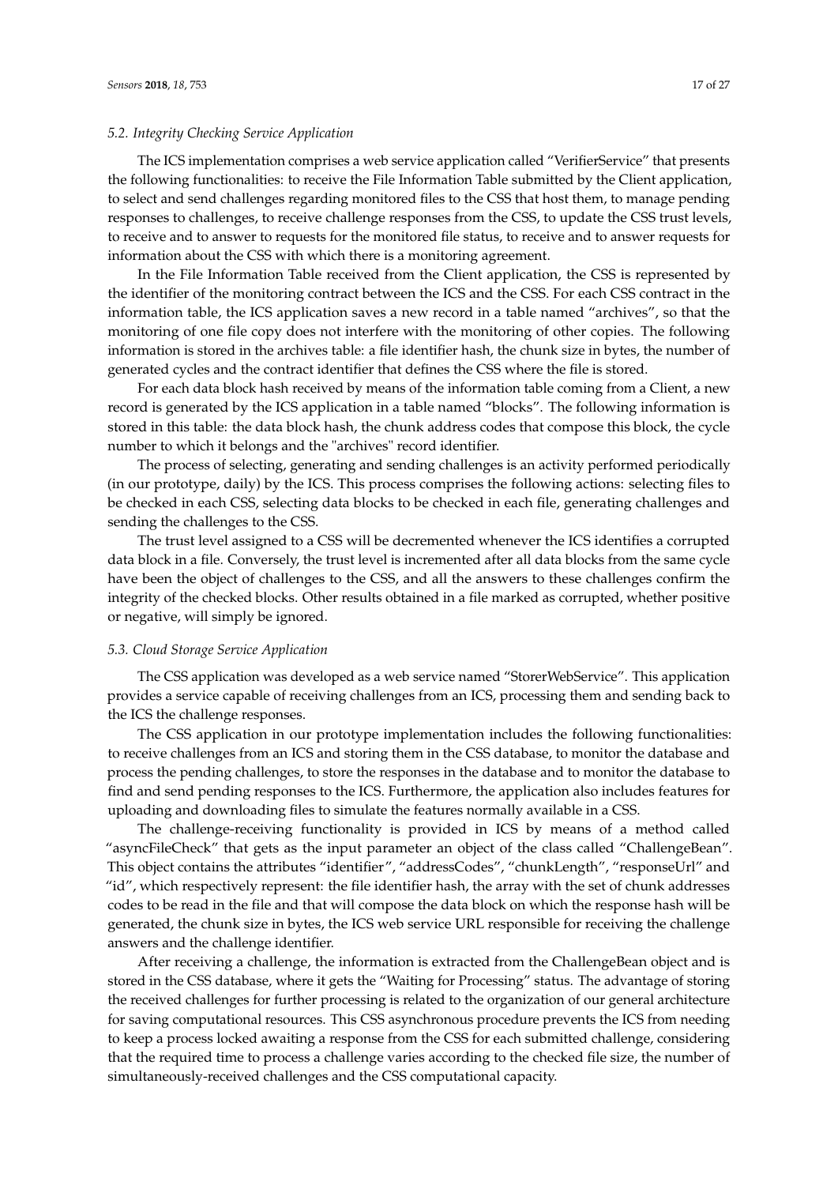### 5.2. Integrity Checking Service Application

The ICS implementation comprises a web service application called "VerifierService" that presents the following functionalities: to receive the File Information Table submitted by the Client application, to select and send challenges regarding monitored files to the CSS that host them, to manage pending responses to challenges, to receive challenge responses from the CSS, to update the CSS trust levels, to receive and to answer to requests for the monitored file status, to receive and to answer requests for information about the CSS with which there is a monitoring agreement.

In the File Information Table received from the Client application, the CSS is represented by the identifier of the monitoring contract between the ICS and the CSS. For each CSS contract in the information table, the ICS application saves a new record in a table named "archives", so that the monitoring of one file copy does not interfere with the monitoring of other copies. The following information is stored in the archives table: a file identifier hash, the chunk size in bytes, the number of generated cycles and the contract identifier that defines the CSS where the file is stored.

For each data block hash received by means of the information table coming from a Client, a new record is generated by the ICS application in a table named "blocks". The following information is stored in this table: the data block hash, the chunk address codes that compose this block, the cycle number to which it belongs and the "archives" record identifier.

The process of selecting, generating and sending challenges is an activity performed periodically (in our prototype, daily) by the ICS. This process comprises the following actions: selecting files to be checked in each CSS, selecting data blocks to be checked in each file, generating challenges and sending the challenges to the CSS.

The trust level assigned to a CSS will be decremented whenever the ICS identifies a corrupted data block in a file. Conversely, the trust level is incremented after all data blocks from the same cycle have been the object of challenges to the CSS, and all the answers to these challenges confirm the integrity of the checked blocks. Other results obtained in a file marked as corrupted, whether positive or negative, will simply be ignored.

### 5.3. Cloud Storage Service Application

The CSS application was developed as a web service named "StorerWebService". This application provides a service capable of receiving challenges from an ICS, processing them and sending back to the ICS the challenge responses.

The CSS application in our prototype implementation includes the following functionalities: to receive challenges from an ICS and storing them in the CSS database, to monitor the database and process the pending challenges, to store the responses in the database and to monitor the database to find and send pending responses to the ICS. Furthermore, the application also includes features for uploading and downloading files to simulate the features normally available in a CSS.

The challenge-receiving functionality is provided in ICS by means of a method called "asyncFileCheck" that gets as the input parameter an object of the class called "ChallengeBean". This object contains the attributes "identifier", "addressCodes", "chunkLength", "responseUrl" and "id", which respectively represent: the file identifier hash, the array with the set of chunk addresses codes to be read in the file and that will compose the data block on which the response hash will be generated, the chunk size in bytes, the ICS web service URL responsible for receiving the challenge answers and the challenge identifier.

After receiving a challenge, the information is extracted from the ChallengeBean object and is stored in the CSS database, where it gets the "Waiting for Processing" status. The advantage of storing the received challenges for further processing is related to the organization of our general architecture for saving computational resources. This CSS asynchronous procedure prevents the ICS from needing to keep a process locked awaiting a response from the CSS for each submitted challenge, considering that the required time to process a challenge varies according to the checked file size, the number of simultaneously-received challenges and the CSS computational capacity.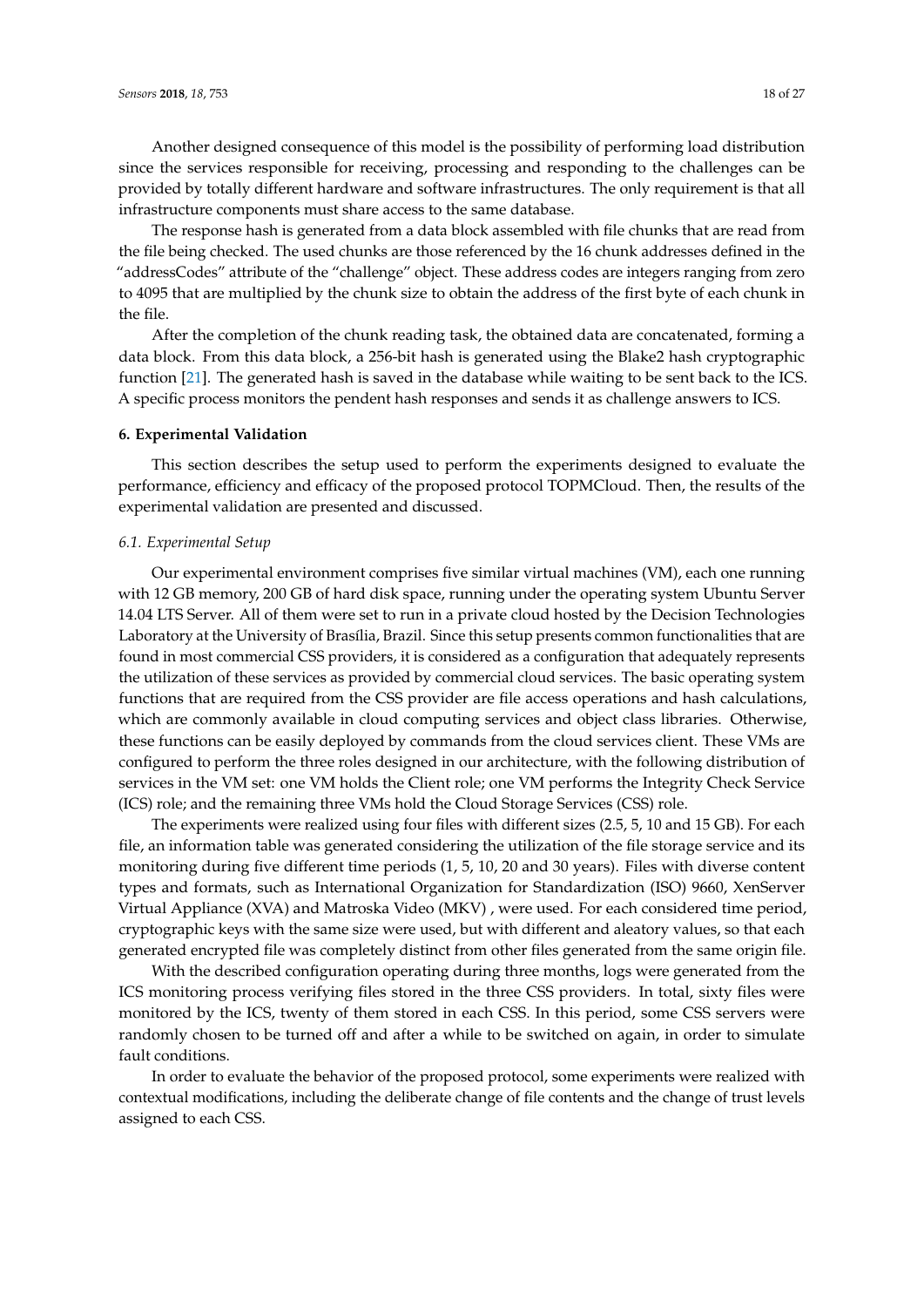Another designed consequence of this model is the possibility of performing load distribution since the services responsible for receiving, processing and responding to the challenges can be provided by totally different hardware and software infrastructures. The only requirement is that all infrastructure components must share access to the same database.

The response hash is generated from a data block assembled with file chunks that are read from the file being checked. The used chunks are those referenced by the 16 chunk addresses defined in the "addressCodes" attribute of the "challenge" object. These address codes are integers ranging from zero to 4095 that are multiplied by the chunk size to obtain the address of the first byte of each chunk in the file.

After the completion of the chunk reading task, the obtained data are concatenated, forming a data block. From this data block, a 256-bit hash is generated using the Blake2 hash cryptographic function [21]. The generated hash is saved in the database while waiting to be sent back to the ICS. A specific process monitors the pendent hash responses and sends it as challenge answers to ICS.

## 6. Experimental Validation

This section describes the setup used to perform the experiments designed to evaluate the performance, efficiency and efficacy of the proposed protocol TOPMCloud. Then, the results of the experimental validation are presented and discussed.

### *6.1. Experimental Setup*

Our experimental environment comprises five similar virtual machines (VM), each one running with 12 GB memory, 200 GB of hard disk space, running under the operating system Ubuntu Server 14.04 LTS Server. All of them were set to run in a private cloud hosted by the Decision Technologies Laboratory at the University of Brasília, Brazil. Since this setup presents common functionalities that are found in most commercial CSS providers, it is considered as a configuration that adequately represents the utilization of these services as provided by commercial cloud services. The basic operating system functions that are required from the CSS provider are file access operations and hash calculations, which are commonly available in cloud computing services and object class libraries. Otherwise, these functions can be easily deployed by commands from the cloud services client. These VMs are configured to perform the three roles designed in our architecture, with the following distribution of services in the VM set: one VM holds the Client role; one VM performs the Integrity Check Service (ICS) role; and the remaining three VMs hold the Cloud Storage Services (CSS) role.

The experiments were realized using four files with different sizes (2.5, 5, 10 and 15 GB). For each file, an information table was generated considering the utilization of the file storage service and its monitoring during five different time periods (1, 5, 10, 20 and 30 years). Files with diverse content types and formats, such as International Organization for Standardization (ISO) 9660, XenServer Virtual Appliance (XVA) and Matroska Video (MKV) , were used. For each considered time period, cryptographic keys with the same size were used, but with different and aleatory values, so that each generated encrypted file was completely distinct from other files generated from the same origin file.

With the described configuration operating during three months, logs were generated from the ICS monitoring process verifying files stored in the three CSS providers. In total, sixty files were monitored by the ICS, twenty of them stored in each CSS. In this period, some CSS servers were randomly chosen to be turned off and after a while to be switched on again, in order to simulate fault conditions.

In order to evaluate the behavior of the proposed protocol, some experiments were realized with contextual modifications, including the deliberate change of file contents and the change of trust levels assigned to each CSS.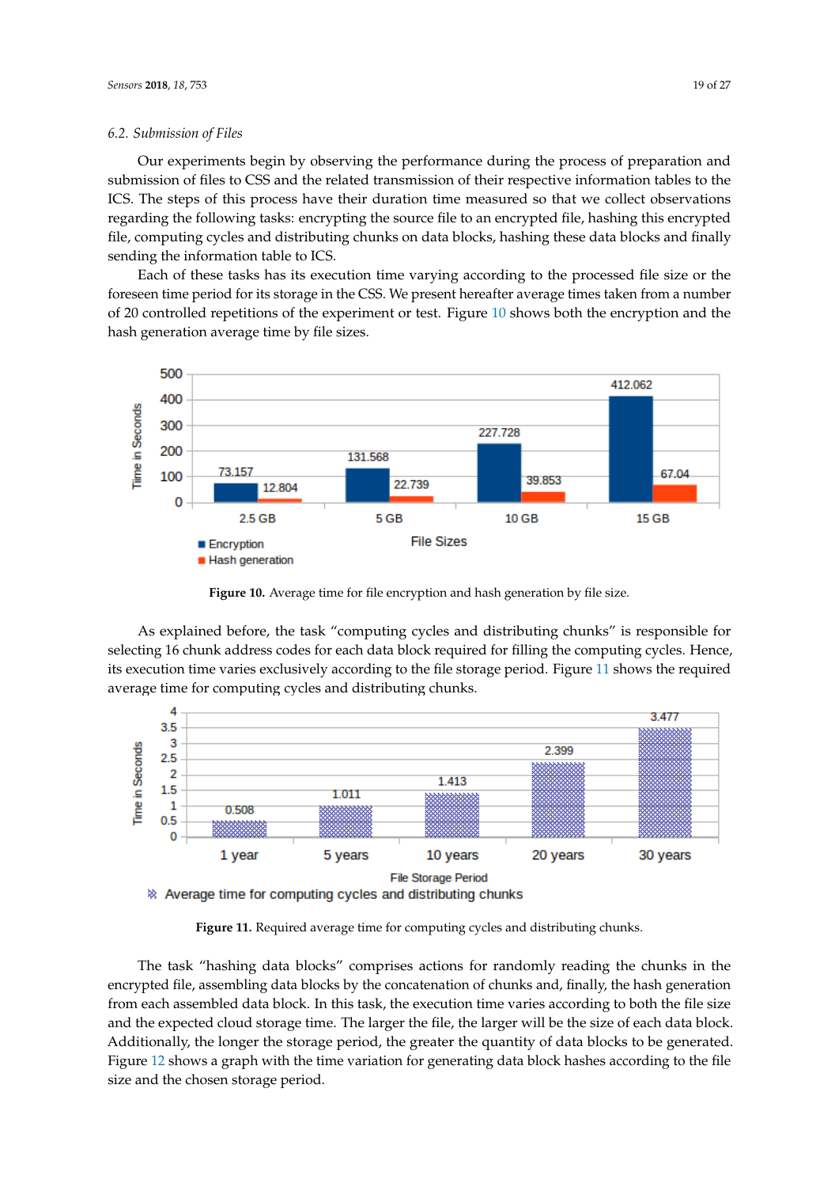### 6.2. Submission of Files

Our experiments begin by observing the performance during the process of preparation and submission of files to CSS and the related transmission of their respective information tables to the ICS. The steps of this process have their duration time measured so that we collect observations regarding the following tasks: encrypting the source file to an encrypted file, hashing this encrypted file, computing cycles and distributing chunks on data blocks, hashing these data blocks and finally sending the information table to ICS.

Each of these tasks has its execution time varying according to the processed file size or the foreseen time period for its storage in the CSS. We present hereafter average times taken from a number of 20 controlled repetitions of the experiment or test. Figure 10 shows both the encryption and the hash generation average time by file sizes.

**Figure 10.** Average time for file encryption and hash generation by file size.

As explained before, the task "computing cycles and distributing chunks" is responsible for selecting 16 chunk address codes for each data block required for filling the computing cycles. Hence, its execution time varies exclusively according to the file storage period. Figure 11 shows the required average time for computing cycles and distributing chunks.

**Figure 11.** Required average time for computing cycles and distributing chunks.

The task "hashing data blocks" comprises actions for randomly reading the chunks in the encrypted file, assembling data blocks by the concatenation of chunks and, finally, the hash generation from each assembled data block. In this task, the execution time varies according to both the file size and the expected cloud storage time. The larger the file, the larger will be the size of each data block. Additionally, the longer the storage period, the greater the quantity of data blocks to be generated. Figure 12 shows a graph with the time variation for generating data block hashes according to the file size and the chosen storage period.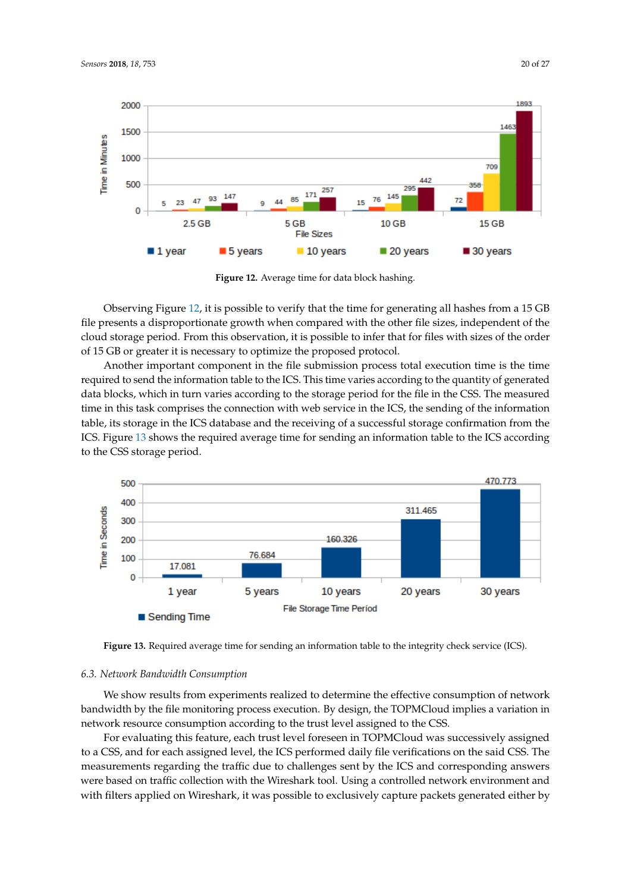Figure 12. Average time for data block hashing.

Observing Figure 12, it is possible to verify that the time for generating all hashes from a 15 GB file presents a disproportionate growth when compared with the other file sizes, independent of the cloud storage period. From this observation, it is possible to infer that for files with sizes of the order of 15 GB or greater it is necessary to optimize the proposed protocol.

Another important component in the file submission process total execution time is the time required to send the information table to the ICS. This time varies according to the quantity of generated data blocks, which in turn varies according to the storage period for the file in the CSS. The measured time in this task comprises the connection with web service in the ICS, the sending of the information table, its storage in the ICS database and the receiving of a successful storage confirmation from the ICS. Figure 13 shows the required average time for sending an information table to the ICS according to the CSS storage period.

Figure 13. Required average time for sending an information table to the integrity check service (ICS).

### *6.3. Network Bandwidth Consumption*

We show results from experiments realized to determine the effective consumption of network bandwidth by the file monitoring process execution. By design, the TOPMCloud implies a variation in network resource consumption according to the trust level assigned to the CSS.

For evaluating this feature, each trust level foreseen in TOPMCloud was successively assigned to a CSS, and for each assigned level, the ICS performed daily file verifications on the said CSS. The measurements regarding the traffic due to challenges sent by the ICS and corresponding answers were based on traffic collection with the Wireshark tool. Using a controlled network environment and with filters applied on Wireshark, it was possible to exclusively capture packets generated either by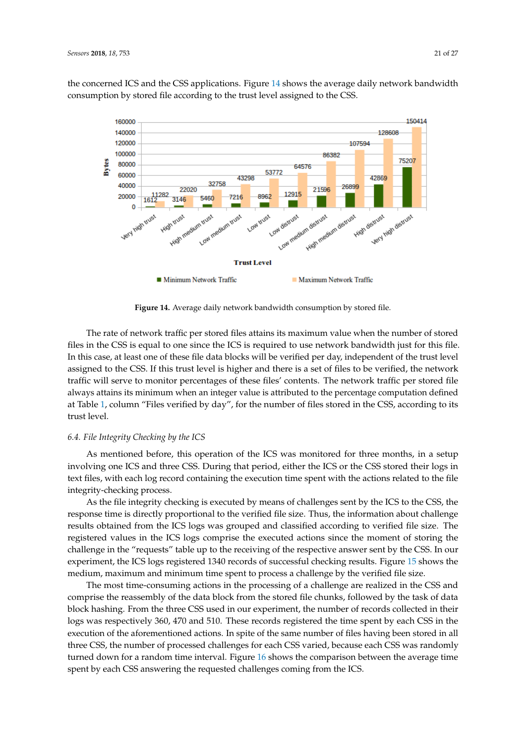the concerned ICS and the CSS applications. Figure 14 shows the average daily network bandwidth consumption by stored file according to the trust level assigned to the CSS.

**Figure 14.** Average daily network bandwidth consumption by stored file.

The rate of network traffic per stored files attains its maximum value when the number of stored files in the CSS is equal to one since the ICS is required to use network bandwidth just for this file. In this case, at least one of these file data blocks will be verified per day, independent of the trust level assigned to the CSS. If this trust level is higher and there is a set of files to be verified, the network traffic will serve to monitor percentages of these files' contents. The network traffic per stored file always attains its minimum when an integer value is attributed to the percentage computation defined at Table 1, column "Files verified by day", for the number of files stored in the CSS, according to its trust level.

### 6.4. File Integrity Checking by the ICS

As mentioned before, this operation of the ICS was monitored for three months, in a setup involving one ICS and three CSS. During that period, either the ICS or the CSS stored their logs in text files, with each log record containing the execution time spent with the actions related to the file integrity-checking process.

As the file integrity checking is executed by means of challenges sent by the ICS to the CSS, the response time is directly proportional to the verified file size. Thus, the information about challenge results obtained from the ICS logs was grouped and classified according to verified file size. The registered values in the ICS logs comprise the executed actions since the moment of storing the challenge in the "requests" table up to the receiving of the respective answer sent by the CSS. In our experiment, the ICS logs registered 1340 records of successful checking results. Figure 15 shows the medium, maximum and minimum time spent to process a challenge by the verified file size.

The most time-consuming actions in the processing of a challenge are realized in the CSS and comprise the reassembly of the data block from the stored file chunks, followed by the task of data block hashing. From the three CSS used in our experiment, the number of records collected in their logs was respectively 360, 470 and 510. These records registered the time spent by each CSS in the execution of the aforementioned actions. In spite of the same number of files having been stored in all three CSS, the number of processed challenges for each CSS varied, because each CSS was randomly turned down for a random time interval. Figure 16 shows the comparison between the average time spent by each CSS answering the requested challenges coming from the ICS.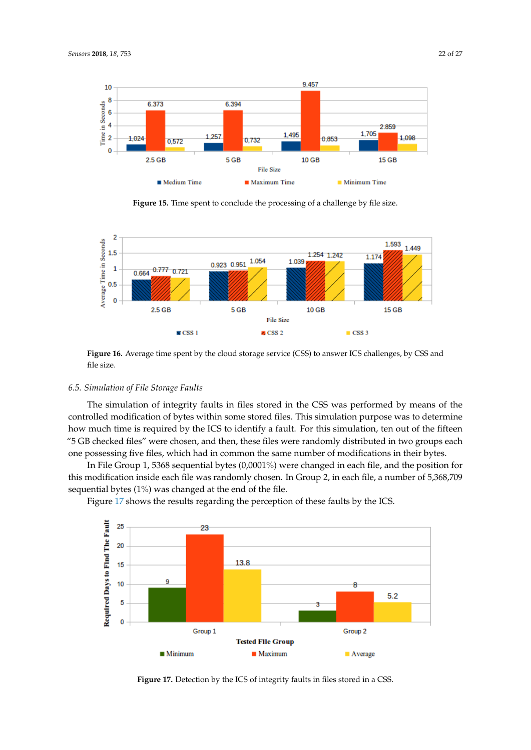Figure 15. Time spent to conclude the processing of a challenge by file size.

Figure 16. Average time spent by the cloud storage service (CSS) to answer ICS challenges, by CSS and file size.

### 6.5. Simulation of File Storage Faults

The simulation of integrity faults in files stored in the CSS was performed by means of the controlled modification of bytes within some stored files. This simulation purpose was to determine how much time is required by the ICS to identify a fault. For this simulation, ten out of the fifteen "5 GB checked files" were chosen, and then, these files were randomly distributed in two groups each one possessing five files, which had in common the same number of modifications in their bytes.

In File Group 1, 5368 sequential bytes (0,0001%) were changed in each file, and the position for this modification inside each file was randomly chosen. In Group 2, in each file, a number of 5,368,709 sequential bytes (1%) was changed at the end of the file.

Figure 17 shows the results regarding the perception of these faults by the ICS.

Figure 17. Detection by the ICS of integrity faults in files stored in a CSS.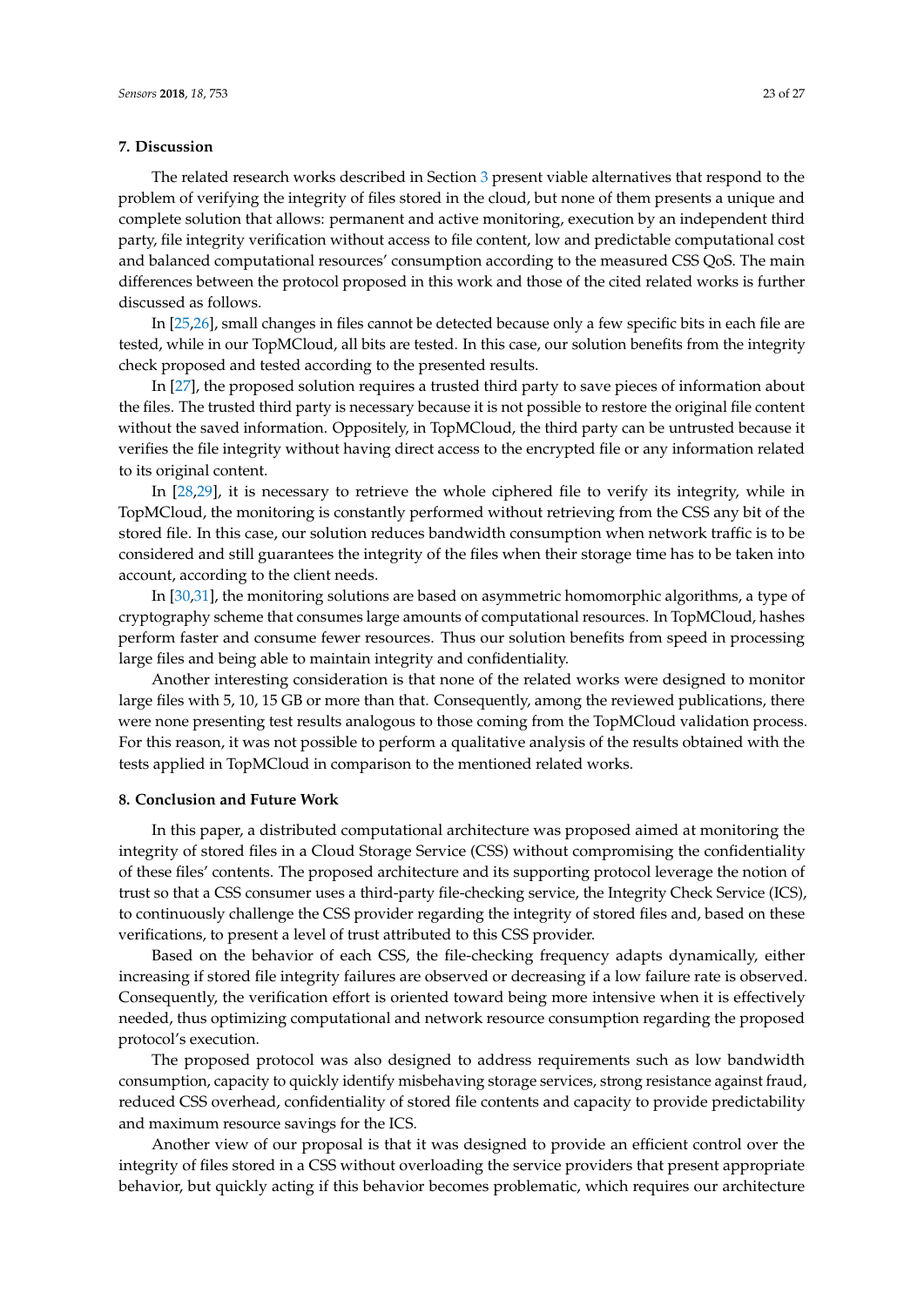## 7. Discussion

The related research works described in Section 3 present viable alternatives that respond to the problem of verifying the integrity of files stored in the cloud, but none of them presents a unique and complete solution that allows: permanent and active monitoring, execution by an independent third party, file integrity verification without access to file content, low and predictable computational cost and balanced computational resources' consumption according to the measured CSS QoS. The main differences between the protocol proposed in this work and those of the cited related works is further discussed as follows.

In [25,26], small changes in files cannot be detected because only a few specific bits in each file are tested, while in our TopMCloud, all bits are tested. In this case, our solution benefits from the integrity check proposed and tested according to the presented results.

In [27], the proposed solution requires a trusted third party to save pieces of information about the files. The trusted third party is necessary because it is not possible to restore the original file content without the saved information. Oppositely, in TopMCloud, the third party can be untrusted because it verifies the file integrity without having direct access to the encrypted file or any information related to its original content.

In [28,29], it is necessary to retrieve the whole ciphered file to verify its integrity, while in TopMCloud, the monitoring is constantly performed without retrieving from the CSS any bit of the stored file. In this case, our solution reduces bandwidth consumption when network traffic is to be considered and still guarantees the integrity of the files when their storage time has to be taken into account, according to the client needs.

In [30,31], the monitoring solutions are based on asymmetric homomorphic algorithms, a type of cryptography scheme that consumes large amounts of computational resources. In TopMCloud, hashes perform faster and consume fewer resources. Thus our solution benefits from speed in processing large files and being able to maintain integrity and confidentiality.

Another interesting consideration is that none of the related works were designed to monitor large files with 5, 10, 15 GB or more than that. Consequently, among the reviewed publications, there were none presenting test results analogous to those coming from the TopMCloud validation process. For this reason, it was not possible to perform a qualitative analysis of the results obtained with the tests applied in TopMCloud in comparison to the mentioned related works.

## 8. Conclusion and Future Work

In this paper, a distributed computational architecture was proposed aimed at monitoring the integrity of stored files in a Cloud Storage Service (CSS) without compromising the confidentiality of these files' contents. The proposed architecture and its supporting protocol leverage the notion of trust so that a CSS consumer uses a third-party file-checking service, the Integrity Check Service (ICS), to continuously challenge the CSS provider regarding the integrity of stored files and, based on these verifications, to present a level of trust attributed to this CSS provider.

Based on the behavior of each CSS, the file-checking frequency adapts dynamically, either increasing if stored file integrity failures are observed or decreasing if a low failure rate is observed. Consequently, the verification effort is oriented toward being more intensive when it is effectively needed, thus optimizing computational and network resource consumption regarding the proposed protocol's execution.

The proposed protocol was also designed to address requirements such as low bandwidth consumption, capacity to quickly identify misbehaving storage services, strong resistance against fraud, reduced CSS overhead, confidentiality of stored file contents and capacity to provide predictability and maximum resource savings for the ICS.

Another view of our proposal is that it was designed to provide an efficient control over the integrity of files stored in a CSS without overloading the service providers that present appropriate behavior, but quickly acting if this behavior becomes problematic, which requires our architecture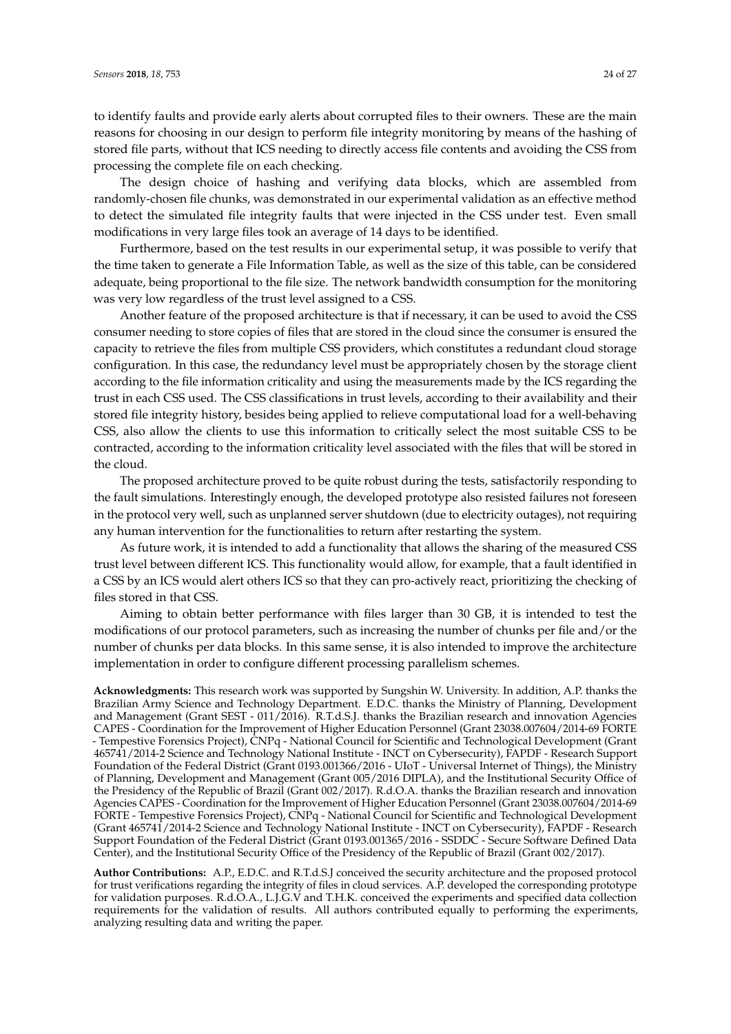to identify faults and provide early alerts about corrupted files to their owners. These are the main reasons for choosing in our design to perform file integrity monitoring by means of the hashing of stored file parts, without that ICS needing to directly access file contents and avoiding the CSS from processing the complete file on each checking.

The design choice of hashing and verifying data blocks, which are assembled from randomly-chosen file chunks, was demonstrated in our experimental validation as an effective method to detect the simulated file integrity faults that were injected in the CSS under test. Even small modifications in very large files took an average of 14 days to be identified.

Furthermore, based on the test results in our experimental setup, it was possible to verify that the time taken to generate a File Information Table, as well as the size of this table, can be considered adequate, being proportional to the file size. The network bandwidth consumption for the monitoring was very low regardless of the trust level assigned to a CSS.

Another feature of the proposed architecture is that if necessary, it can be used to avoid the CSS consumer needing to store copies of files that are stored in the cloud since the consumer is ensured the capacity to retrieve the files from multiple CSS providers, which constitutes a redundant cloud storage configuration. In this case, the redundancy level must be appropriately chosen by the storage client according to the file information criticality and using the measurements made by the ICS regarding the trust in each CSS used. The CSS classifications in trust levels, according to their availability and their stored file integrity history, besides being applied to relieve computational load for a well-behaving CSS, also allow the clients to use this information to critically select the most suitable CSS to be contracted, according to the information criticality level associated with the files that will be stored in the cloud.

The proposed architecture proved to be quite robust during the tests, satisfactorily responding to the fault simulations. Interestingly enough, the developed prototype also resisted failures not foreseen in the protocol very well, such as unplanned server shutdown (due to electricity outages), not requiring any human intervention for the functionalities to return after restarting the system.

As future work, it is intended to add a functionality that allows the sharing of the measured CSS trust level between different ICS. This functionality would allow, for example, that a fault identified in a CSS by an ICS would alert others ICS so that they can pro-actively react, prioritizing the checking of files stored in that CSS.

Aiming to obtain better performance with files larger than 30 GB, it is intended to test the modifications of our protocol parameters, such as increasing the number of chunks per file and/or the number of chunks per data blocks. In this same sense, it is also intended to improve the architecture implementation in order to configure different processing parallelism schemes.

**Acknowledgments:** This research work was supported by Sungshin W. University. In addition, A.P. thanks the Brazilian Army Science and Technology Department. E.D.C. thanks the Ministry of Planning, Development and Management (Grant SEST - 011/2016). R.T.d.S.J. thanks the Brazilian research and innovation Agencies CAPES - Coordination for the Improvement of Higher Education Personnel (Grant 23038.007604/2014-69 FORTE - Tempestive Forensics Project), CNPq - National Council for Scientific and Technological Development (Grant 465741/2014-2 Science and Technology National Institute - INCT on Cybersecurity), FAPDF - Research Support Foundation of the Federal District (Grant 0193.001366/2016 - UIoT - Universal Internet of Things), the Ministry of Planning, Development and Management (Grant 005/2016 DIPLA), and the Institutional Security Office of the Presidency of the Republic of Brazil (Grant 002/2017). R.d.O.A. thanks the Brazilian research and innovation Agencies CAPES - Coordination for the Improvement of Higher Education Personnel (Grant 23038.007604/2014-69 FORTE - Tempestive Forensics Project), CNPq - National Council for Scientific and Technological Development (Grant 465741/2014-2 Science and Technology National Institute - INCT on Cybersecurity), FAPDF - Research Support Foundation of the Federal District (Grant 0193.001365/2016 - SSDDC - Secure Software Defined Data Center), and the Institutional Security Office of the Presidency of the Republic of Brazil (Grant 002/2017).

**Author Contributions:** A.P., E.D.C. and R.T.d.S.J conceived the security architecture and the proposed protocol for trust verifications regarding the integrity of files in cloud services. A.P. developed the corresponding prototype for validation purposes. R.d.O.A., L.J.G.V and T.H.K. conceived the experiments and specified data collection requirements for the validation of results. All authors contributed equally to performing the experiments, analyzing resulting data and writing the paper.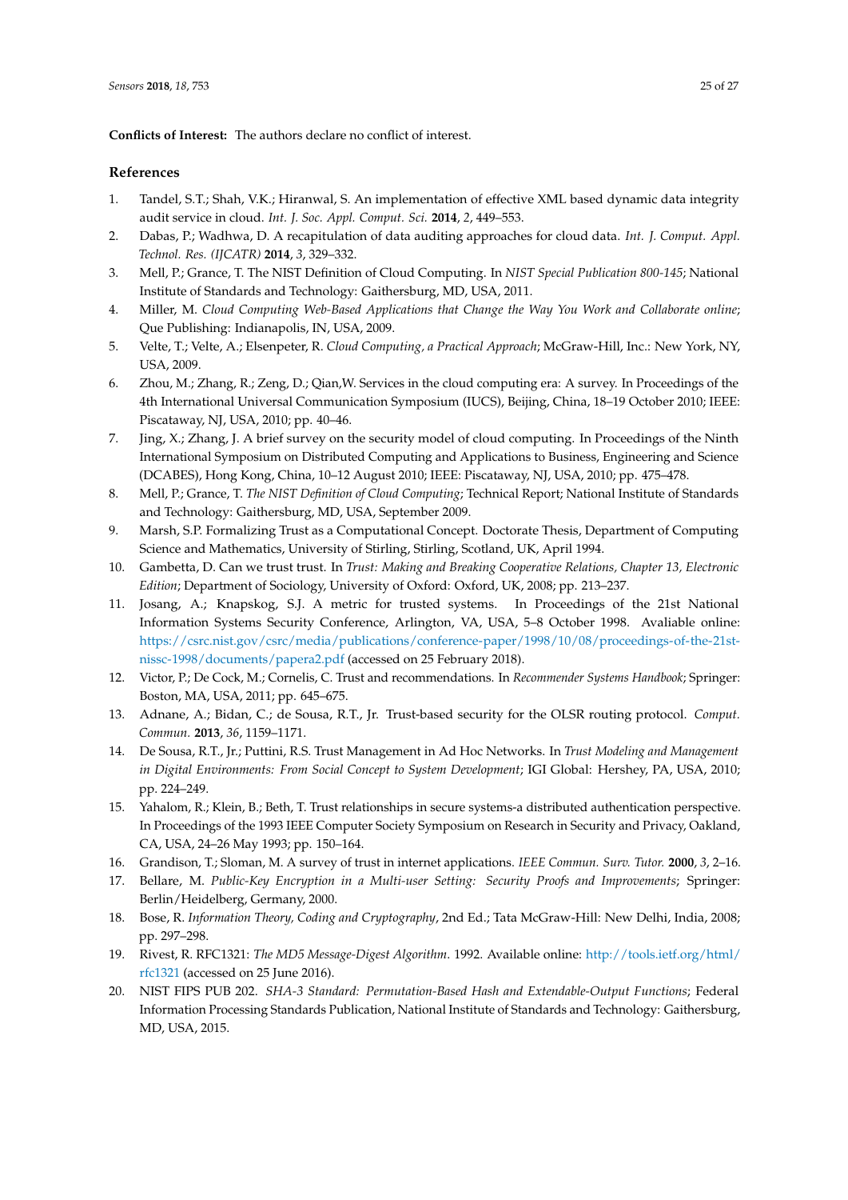**Conflicts of Interest:** The authors declare no conflict of interest.

## References

1. Tandel, S.T.; Shah, V.K.; Hiranwal, S. An implementation of effective XML based dynamic data integrity audit service in cloud. *Int. J. Soc. Appl. Comput. Sci.* **2014**, *2*, 449–553.
2. Dabas, P.; Wadhwa, D. A recapitulation of data auditing approaches for cloud data. *Int. J. Comput. Appl. Technol. Res. (IJCATR)* **2014**, *3*, 329–332.
3. Mell, P.; Grance, T. The NIST Definition of Cloud Computing. In *NIST Special Publication 800-145*; National Institute of Standards and Technology: Gaithersburg, MD, USA, 2011.
4. Miller, M. *Cloud Computing Web-Based Applications that Change the Way You Work and Collaborate online*; Que Publishing: Indianapolis, IN, USA, 2009.
5. Velte, T.; Velte, A.; Elsenpeter, R. *Cloud Computing, a Practical Approach*; McGraw-Hill, Inc.: New York, NY, USA, 2009.
6. Zhou, M.; Zhang, R.; Zeng, D.; Qian,W. Services in the cloud computing era: A survey. In Proceedings of the 4th International Universal Communication Symposium (IUCS), Beijing, China, 18–19 October 2010; IEEE: Piscataway, NJ, USA, 2010; pp. 40–46.
7. Jing, X.; Zhang, J. A brief survey on the security model of cloud computing. In Proceedings of the Ninth International Symposium on Distributed Computing and Applications to Business, Engineering and Science (DCABES), Hong Kong, China, 10–12 August 2010; IEEE: Piscataway, NJ, USA, 2010; pp. 475–478.
8. Mell, P.; Grance, T. *The NIST Definition of Cloud Computing*; Technical Report; National Institute of Standards and Technology: Gaithersburg, MD, USA, September 2009.
9. Marsh, S.P. Formalizing Trust as a Computational Concept. Doctorate Thesis, Department of Computing Science and Mathematics, University of Stirling, Stirling, Scotland, UK, April 1994.
10. Gambetta, D. Can we trust trust. In *Trust: Making and Breaking Cooperative Relations, Chapter 13, Electronic Edition*; Department of Sociology, University of Oxford: Oxford, UK, 2008; pp. 213–237.
11. Josang, A.; Knapskog, S.J. A metric for trusted systems. In Proceedings of the 21st National Information Systems Security Conference, Arlington, VA, USA, 5–8 October 1998. Avaliable online: https://csrc.nist.gov/csrc/media/publications/conference-paper/1998/10/08/proceedings-of-the-21st-nissc-1998/documents/papera2.pdf (accessed on 25 February 2018).
12. Victor, P.; De Cock, M.; Cornelis, C. Trust and recommendations. In *Recommender Systems Handbook*; Springer: Boston, MA, USA, 2011; pp. 645–675.
13. Adnane, A.; Bidan, C.; de Sousa, R.T., Jr. Trust-based security for the OLSR routing protocol. *Comput. Commun.* **2013**, *36*, 1159–1171.
14. De Sousa, R.T., Jr.; Puttini, R.S. Trust Management in Ad Hoc Networks. In *Trust Modeling and Management in Digital Environments: From Social Concept to System Development*; IGI Global: Hershey, PA, USA, 2010; pp. 224–249.
15. Yahalom, R.; Klein, B.; Beth, T. Trust relationships in secure systems-a distributed authentication perspective. In Proceedings of the 1993 IEEE Computer Society Symposium on Research in Security and Privacy, Oakland, CA, USA, 24–26 May 1993; pp. 150–164.
16. Grandison, T.; Sloman, M. A survey of trust in internet applications. *IEEE Commun. Surv. Tutor.* **2000**, *3*, 2–16.
17. Bellare, M. *Public-Key Encryption in a Multi-user Setting: Security Proofs and Improvements*; Springer: Berlin/Heidelberg, Germany, 2000.
18. Bose, R. *Information Theory, Coding and Cryptography*, 2nd Ed.; Tata McGraw-Hill: New Delhi, India, 2008; pp. 297–298.
19. Rivest, R. RFC1321: *The MD5 Message-Digest Algorithm*. 1992. Available online: http://tools.ietf.org/html/rfc1321 (accessed on 25 June 2016).
20. NIST FIPS PUB 202. *SHA-3 Standard: Permutation-Based Hash and Extendable-Output Functions*; Federal Information Processing Standards Publication, National Institute of Standards and Technology: Gaithersburg, MD, USA, 2015.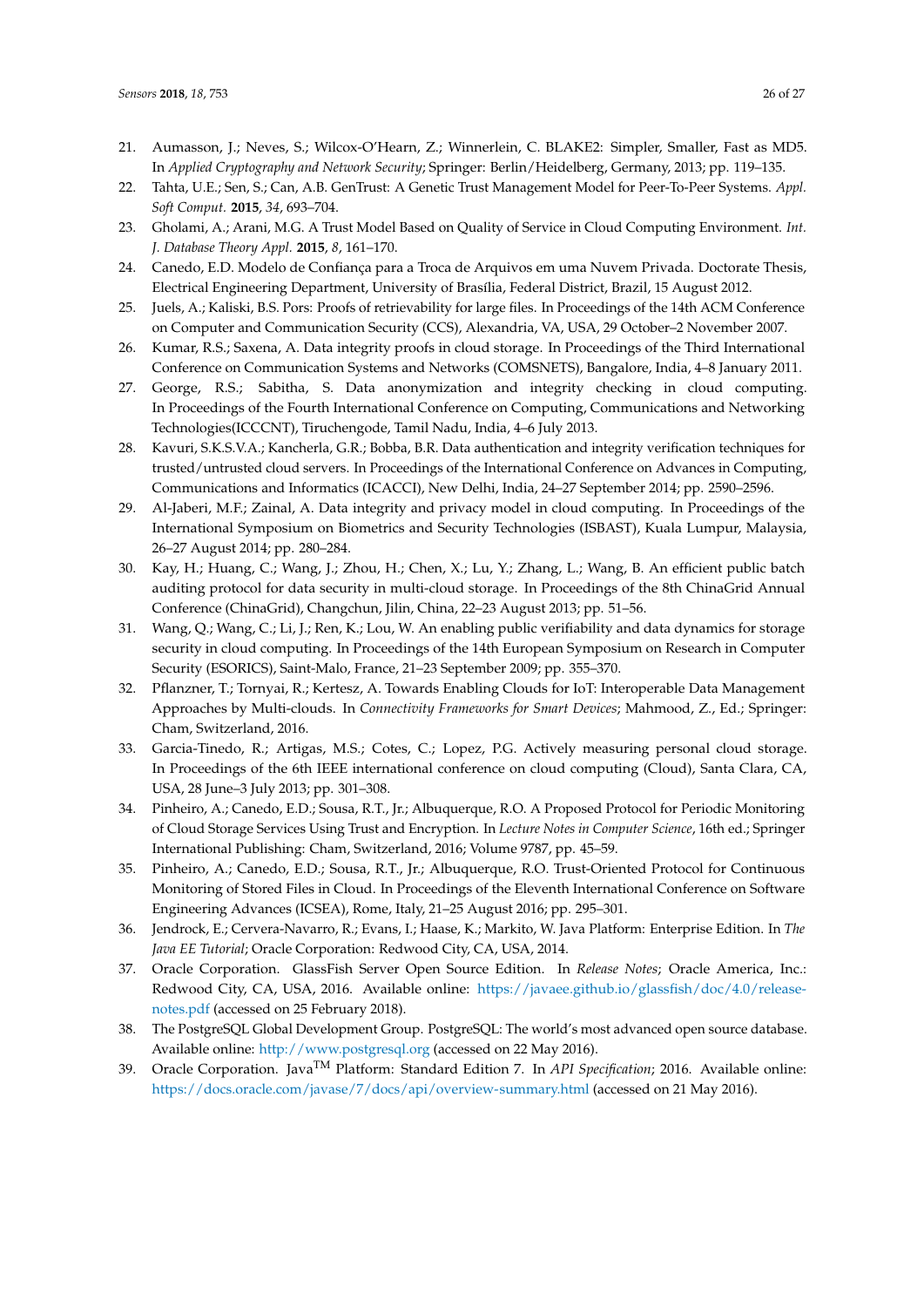21. Aumasson, J.; Neves, S.; Wilcox-O'Hearn, Z.; Winnerlein, C. BLAKE2: Simpler, Smaller, Fast as MD5. In *Applied Cryptography and Network Security*; Springer: Berlin/Heidelberg, Germany, 2013; pp. 119–135.
22. Tahta, U.E.; Sen, S.; Can, A.B. GenTrust: A Genetic Trust Management Model for Peer-To-Peer Systems. *Appl. Soft Comput.* **2015**, *34*, 693–704.
23. Gholami, A.; Arani, M.G. A Trust Model Based on Quality of Service in Cloud Computing Environment. *Int. J. Database Theory Appl.* **2015**, *8*, 161–170.
24. Canedo, E.D. Modelo de Confiança para a Troca de Arquivos em uma Nuvem Privada. Doctorate Thesis, Electrical Engineering Department, University of Brasília, Federal District, Brazil, 15 August 2012.
25. Juels, A.; Kaliski, B.S. Pors: Proofs of retrievability for large files. In Proceedings of the 14th ACM Conference on Computer and Communication Security (CCS), Alexandria, VA, USA, 29 October–2 November 2007.
26. Kumar, R.S.; Saxena, A. Data integrity proofs in cloud storage. In Proceedings of the Third International Conference on Communication Systems and Networks (COMSNETS), Bangalore, India, 4–8 January 2011.
27. George, R.S.; Sabitha, S. Data anonymization and integrity checking in cloud computing. In Proceedings of the Fourth International Conference on Computing, Communications and Networking Technologies(ICCCNT), Tiruchengode, Tamil Nadu, India, 4–6 July 2013.
28. Kavuri, S.K.S.V.A.; Kancherla, G.R.; Bobba, B.R. Data authentication and integrity verification techniques for trusted/untrusted cloud servers. In Proceedings of the International Conference on Advances in Computing, Communications and Informatics (ICACCI), New Delhi, India, 24–27 September 2014; pp. 2590–2596.
29. Al-Jaberi, M.F.; Zainal, A. Data integrity and privacy model in cloud computing. In Proceedings of the International Symposium on Biometrics and Security Technologies (ISBAST), Kuala Lumpur, Malaysia, 26–27 August 2014; pp. 280–284.
30. Kay, H.; Huang, C.; Wang, J.; Zhou, H.; Chen, X.; Lu, Y.; Zhang, L.; Wang, B. An efficient public batch auditing protocol for data security in multi-cloud storage. In Proceedings of the 8th ChinaGrid Annual Conference (ChinaGrid), Changchun, Jilin, China, 22–23 August 2013; pp. 51–56.
31. Wang, Q.; Wang, C.; Li, J.; Ren, K.; Lou, W. An enabling public verifiability and data dynamics for storage security in cloud computing. In Proceedings of the 14th European Symposium on Research in Computer Security (ESORICS), Saint-Malo, France, 21–23 September 2009; pp. 355–370.
32. Pflanzner, T.; Tornyai, R.; Kertesz, A. Towards Enabling Clouds for IoT: Interoperable Data Management Approaches by Multi-clouds. In *Connectivity Frameworks for Smart Devices*; Mahmood, Z., Ed.; Springer: Cham, Switzerland, 2016.
33. Garcia-Tinedo, R.; Artigas, M.S.; Cotes, C.; Lopez, P.G. Actively measuring personal cloud storage. In Proceedings of the 6th IEEE international conference on cloud computing (Cloud), Santa Clara, CA, USA, 28 June–3 July 2013; pp. 301–308.
34. Pinheiro, A.; Canedo, E.D.; Sousa, R.T., Jr.; Albuquerque, R.O. A Proposed Protocol for Periodic Monitoring of Cloud Storage Services Using Trust and Encryption. In *Lecture Notes in Computer Science*, 16th ed.; Springer International Publishing: Cham, Switzerland, 2016; Volume 9787, pp. 45–59.
35. Pinheiro, A.; Canedo, E.D.; Sousa, R.T., Jr.; Albuquerque, R.O. Trust-Oriented Protocol for Continuous Monitoring of Stored Files in Cloud. In Proceedings of the Eleventh International Conference on Software Engineering Advances (ICSEA), Rome, Italy, 21–25 August 2016; pp. 295–301.
36. Jendrock, E.; Cervera-Navarro, R.; Evans, I.; Haase, K.; Markito, W. Java Platform: Enterprise Edition. In *The Java EE Tutorial*; Oracle Corporation: Redwood City, CA, USA, 2014.
37. Oracle Corporation. GlassFish Server Open Source Edition. In *Release Notes*; Oracle America, Inc.: Redwood City, CA, USA, 2016. Available online: https://javaee.github.io/glassfish/doc/4.0/release-notes.pdf (accessed on 25 February 2018).
38. The PostgreSQL Global Development Group. PostgreSQL: The world's most advanced open source database. Available online: http://www.postgresql.org (accessed on 22 May 2016).
39. Oracle Corporation. Java™ Platform: Standard Edition 7. In *API Specification*; 2016. Available online: https://docs.oracle.com/javase/7/docs/api/overview-summary.html (accessed on 21 May 2016).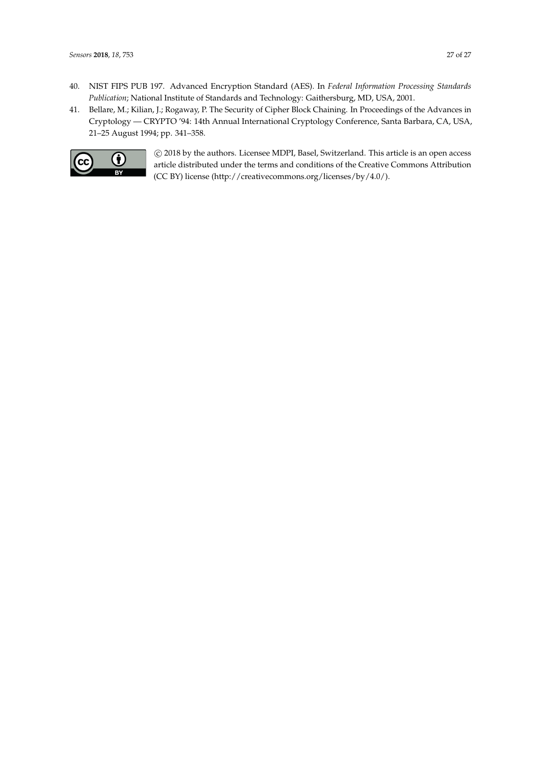40. NIST FIPS PUB 197. Advanced Encryption Standard (AES). In *Federal Information Processing Standards Publication*; National Institute of Standards and Technology: Gaithersburg, MD, USA, 2001.
41. Bellare, M.; Kilian, J.; Rogaway, P. The Security of Cipher Block Chaining. In Proceedings of the Advances in Cryptology — CRYPTO '94: 14th Annual International Cryptology Conference, Santa Barbara, CA, USA, 21–25 August 1994; pp. 341–358.

© 2018 by the authors. Licensee MDPI, Basel, Switzerland. This article is an open access article distributed under the terms and conditions of the Creative Commons Attribution (CC BY) license (http://creativecommons.org/licenses/by/4.0/).